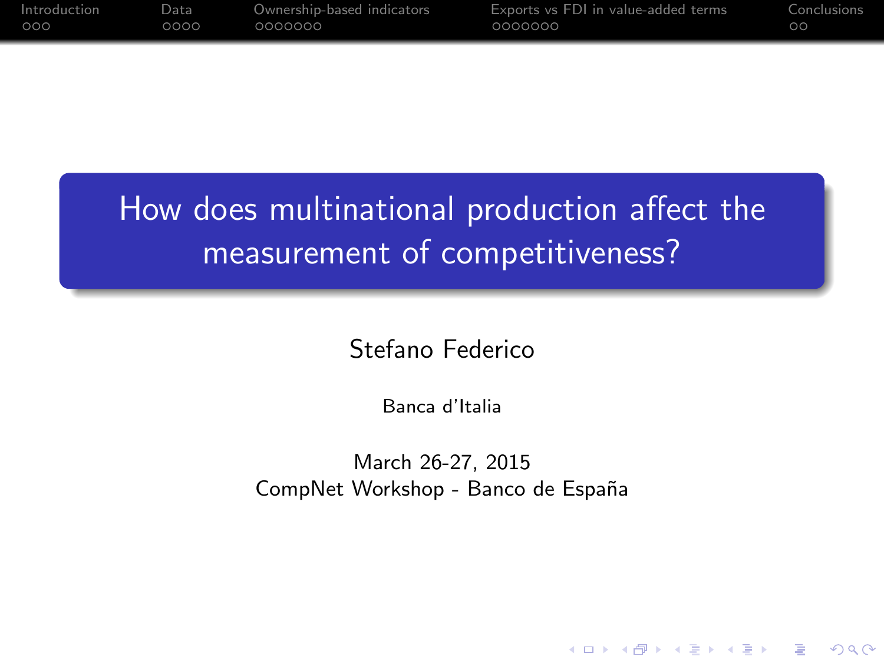# How does multinational production affect the measurement of competitiveness?

Stefano Federico

Banca d'Italia

March 26-27, 2015
CompNet Workshop - Banco de España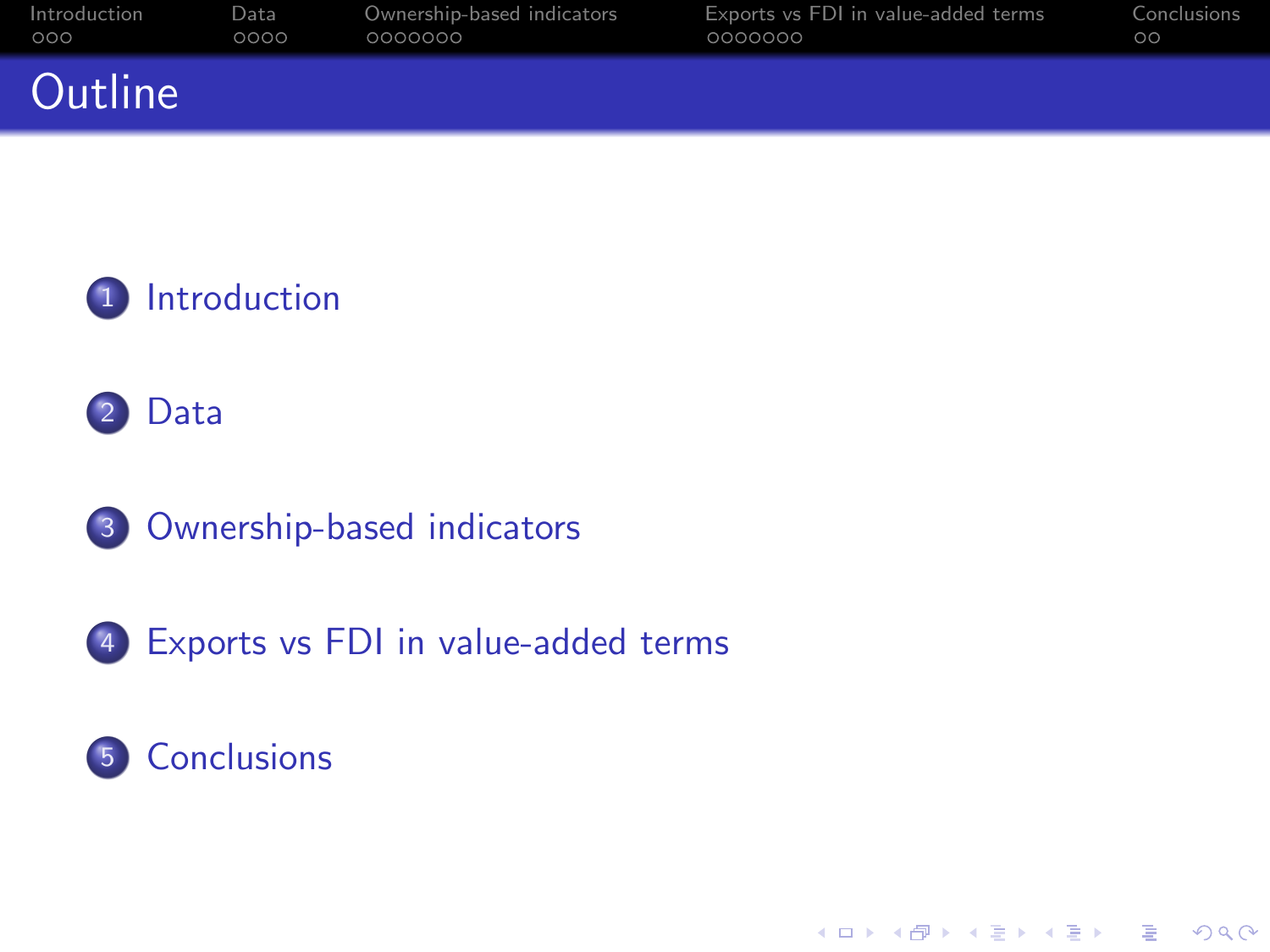# Outline

1. Introduction
2. Data
3. Ownership-based indicators
4. Exports vs FDI in value-added terms
5. Conclusions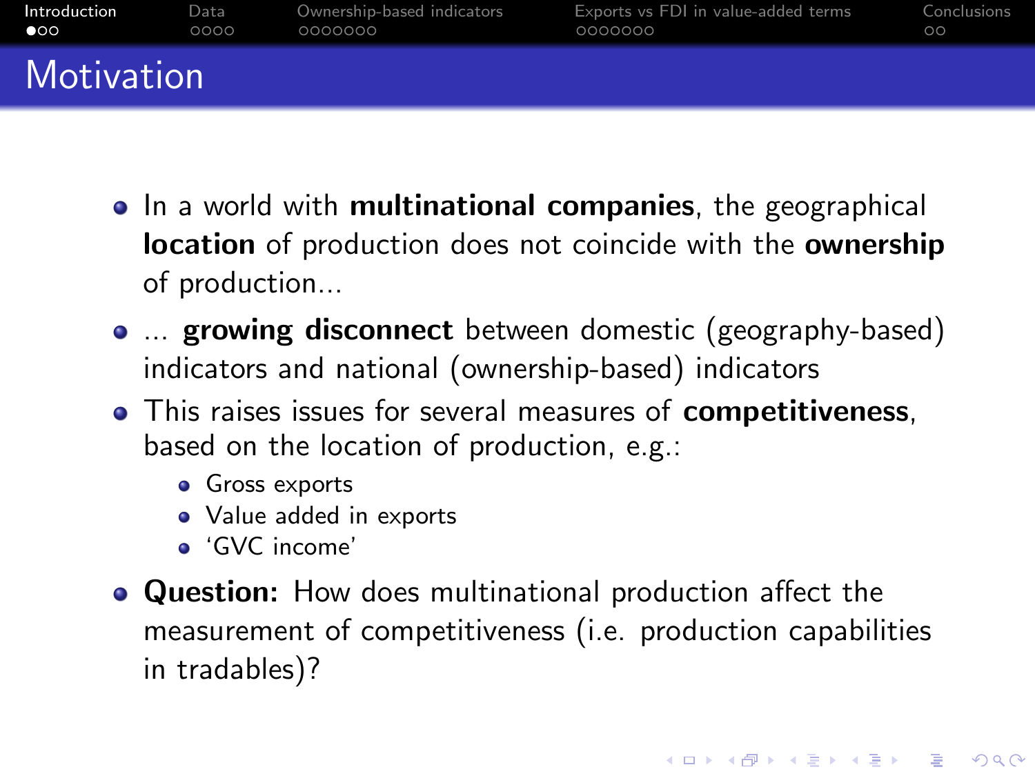# Motivation

- In a world with **multinational companies**, the geographical **location** of production does not coincide with the **ownership** of production...
- ... **growing disconnect** between domestic (geography-based) indicators and national (ownership-based) indicators
- This raises issues for several measures of **competitiveness**, based on the location of production, e.g.:
  - Gross exports
  - Value added in exports
  - 'GVC income'
- **Question:** How does multinational production affect the measurement of competitiveness (i.e. production capabilities in tradables)?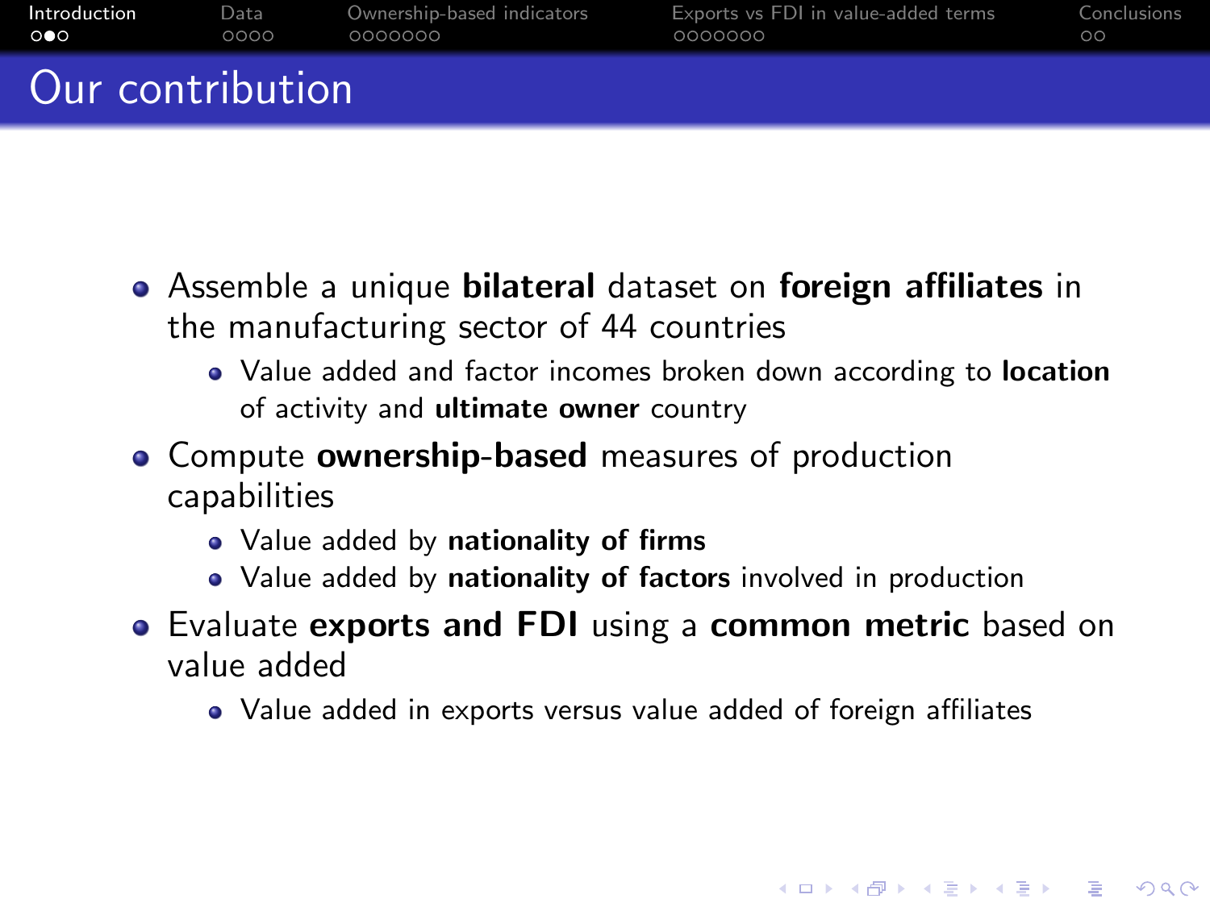# Our contribution

- Assemble a unique **bilateral** dataset on **foreign affiliates** in the manufacturing sector of 44 countries
  - Value added and factor incomes broken down according to **location** of activity and **ultimate owner** country
- Compute **ownership-based** measures of production capabilities
  - Value added by **nationality of firms**
  - Value added by **nationality of factors** involved in production
- Evaluate **exports and FDI** using a **common metric** based on value added
  - Value added in exports versus value added of foreign affiliates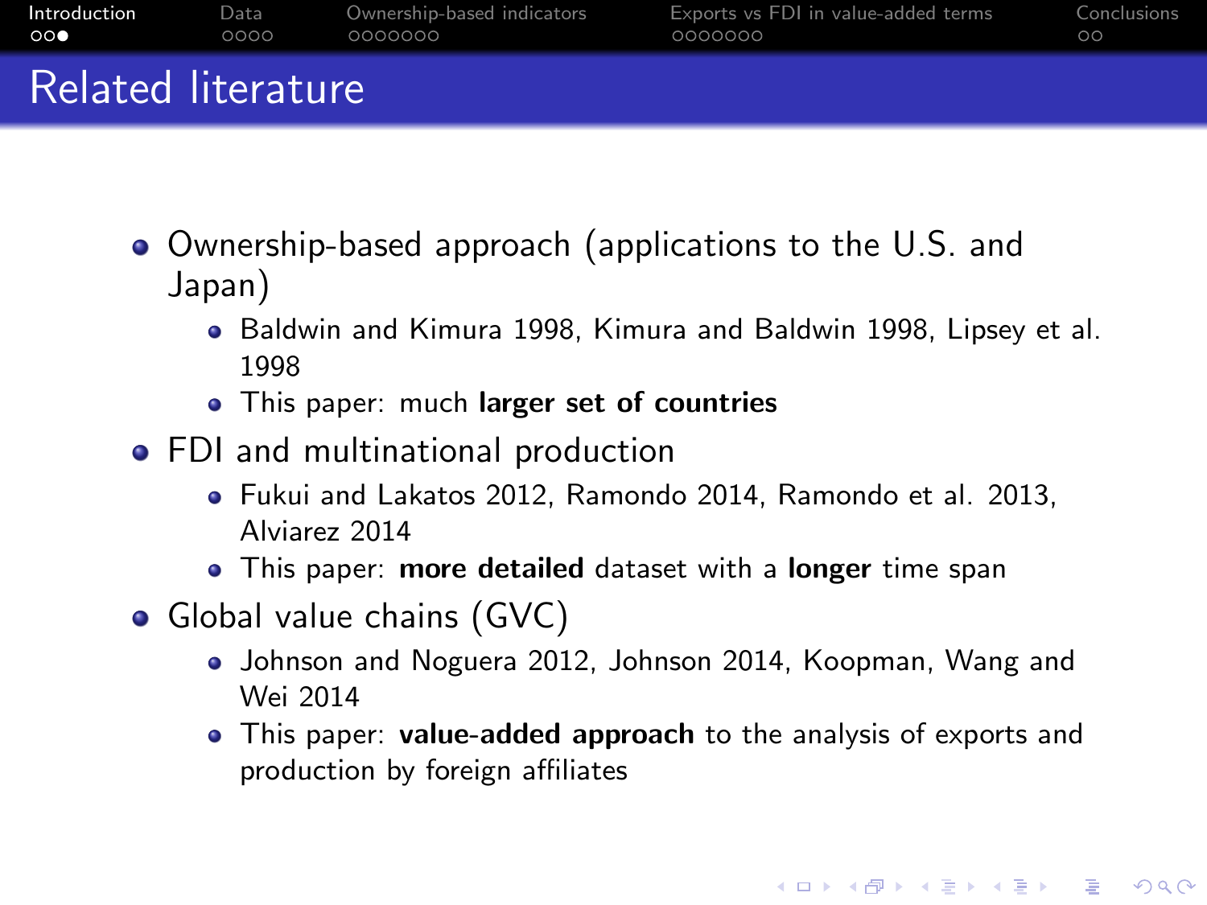# Related literature

- Ownership-based approach (applications to the U.S. and Japan)
  - Baldwin and Kimura 1998, Kimura and Baldwin 1998, Lipsey et al. 1998
  - This paper: much **larger set of countries**
- FDI and multinational production
  - Fukui and Lakatos 2012, Ramondo 2014, Ramondo et al. 2013, Alviarez 2014
  - This paper: **more detailed** dataset with a **longer** time span
- Global value chains (GVC)
  - Johnson and Noguera 2012, Johnson 2014, Koopman, Wang and Wei 2014
  - This paper: **value-added approach** to the analysis of exports and production by foreign affiliates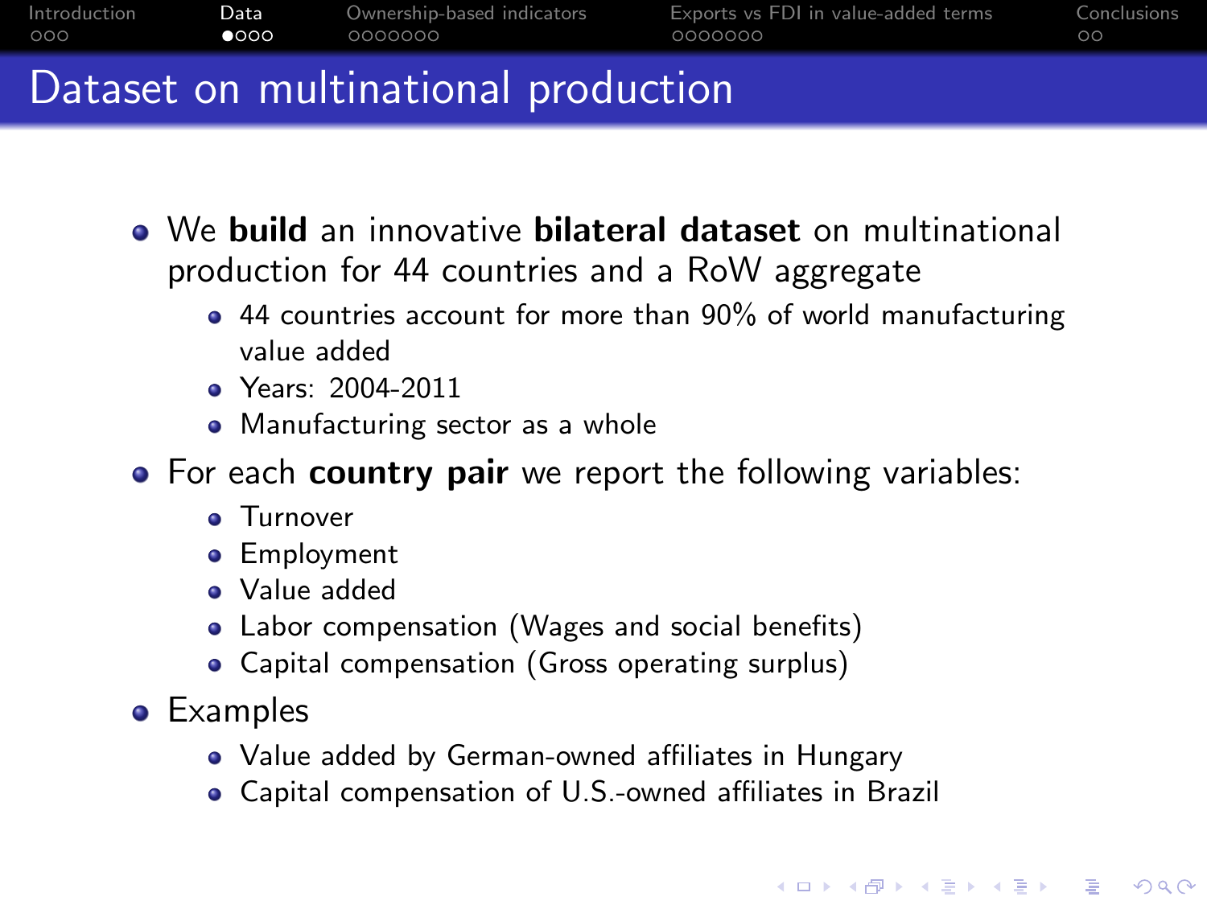# Dataset on multinational production

- We **build** an innovative **bilateral dataset** on multinational production for 44 countries and a RoW aggregate
  - 44 countries account for more than 90% of world manufacturing value added
  - Years: 2004-2011
  - Manufacturing sector as a whole
- For each **country pair** we report the following variables:
  - Turnover
  - Employment
  - Value added
  - Labor compensation (Wages and social benefits)
  - Capital compensation (Gross operating surplus)
- Examples
  - Value added by German-owned affiliates in Hungary
  - Capital compensation of U.S.-owned affiliates in Brazil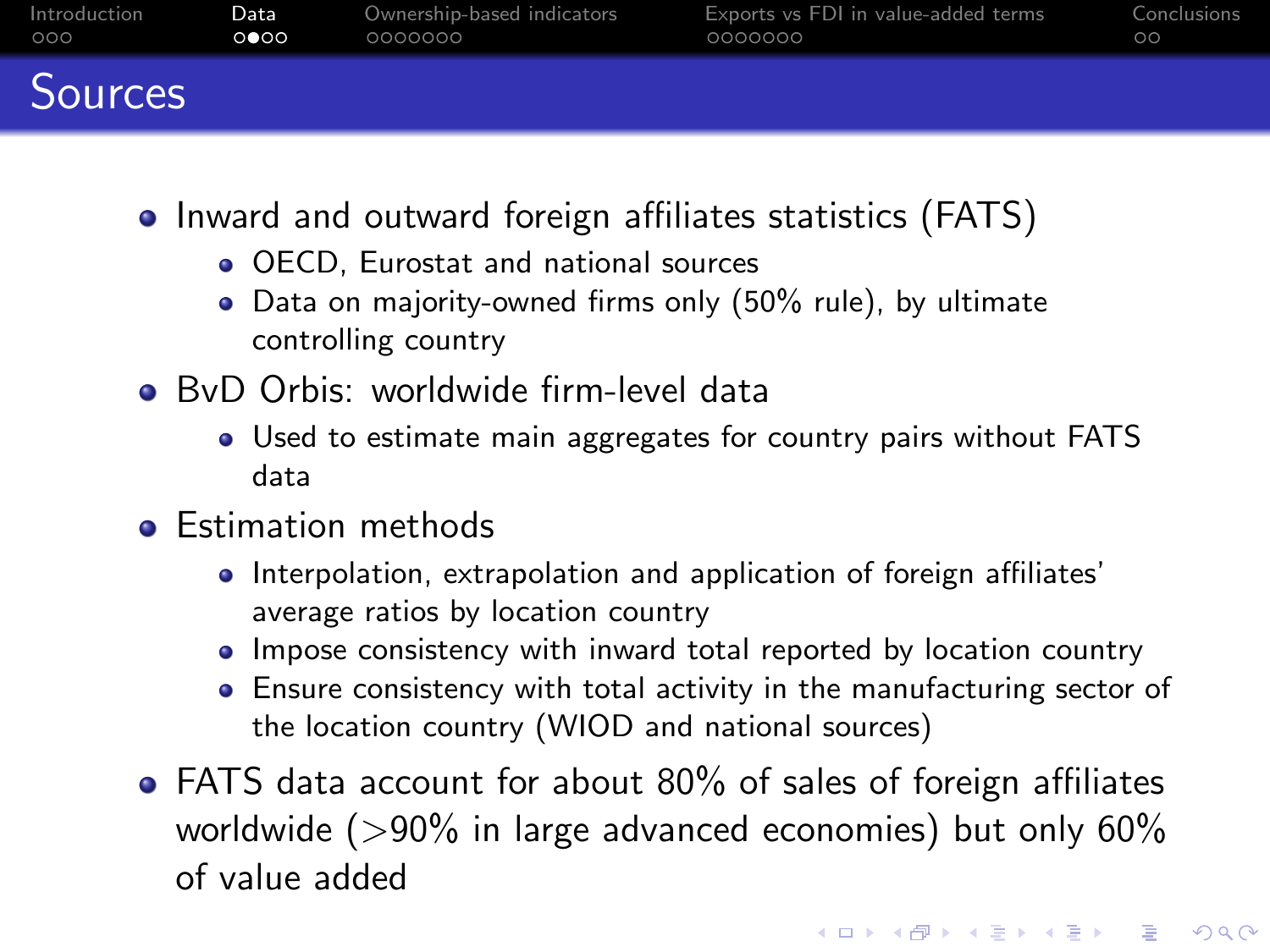# Sources

- Inward and outward foreign affiliates statistics (FATS)
  - OECD, Eurostat and national sources
  - Data on majority-owned firms only (50% rule), by ultimate controlling country
- BvD Orbis: worldwide firm-level data
  - Used to estimate main aggregates for country pairs without FATS data
- Estimation methods
  - Interpolation, extrapolation and application of foreign affiliates' average ratios by location country
  - Impose consistency with inward total reported by location country
  - Ensure consistency with total activity in the manufacturing sector of the location country (WIOD and national sources)
- FATS data account for about 80% of sales of foreign affiliates worldwide (>90% in large advanced economies) but only 60% of value added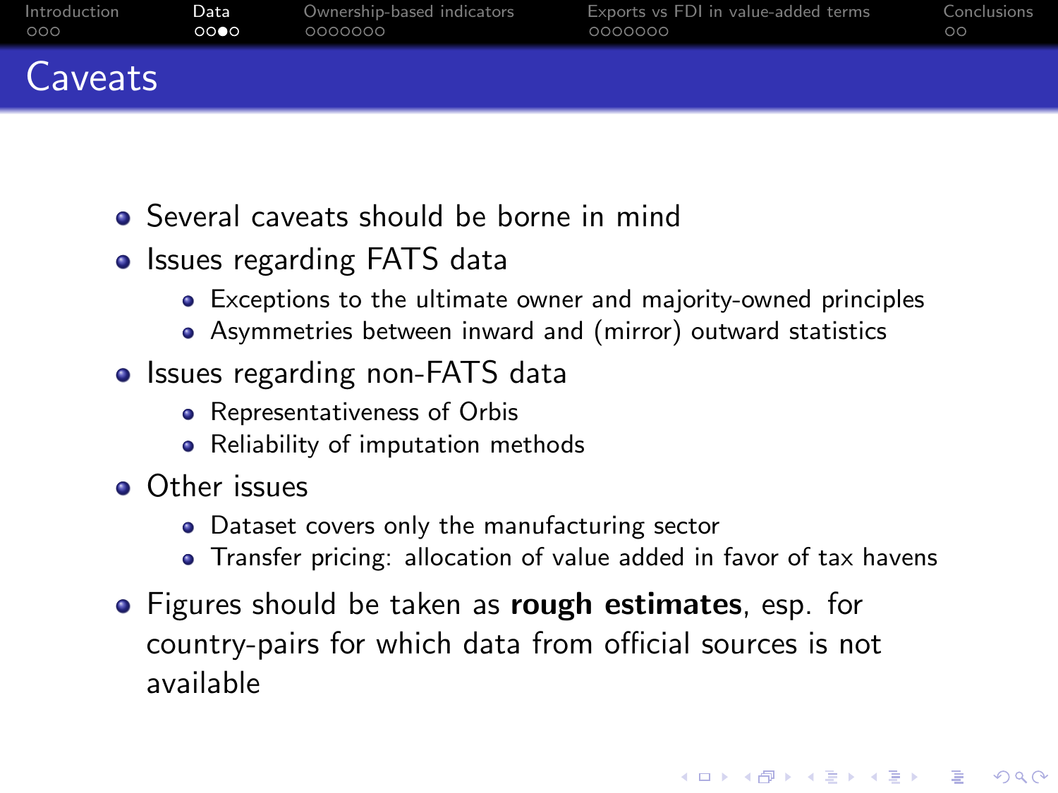# Caveats

- Several caveats should be borne in mind
- Issues regarding FATS data
  - Exceptions to the ultimate owner and majority-owned principles
  - Asymmetries between inward and (mirror) outward statistics
- Issues regarding non-FATS data
  - Representativeness of Orbis
  - Reliability of imputation methods
- Other issues
  - Dataset covers only the manufacturing sector
  - Transfer pricing: allocation of value added in favor of tax havens
- Figures should be taken as **rough estimates**, esp. for country-pairs for which data from official sources is not available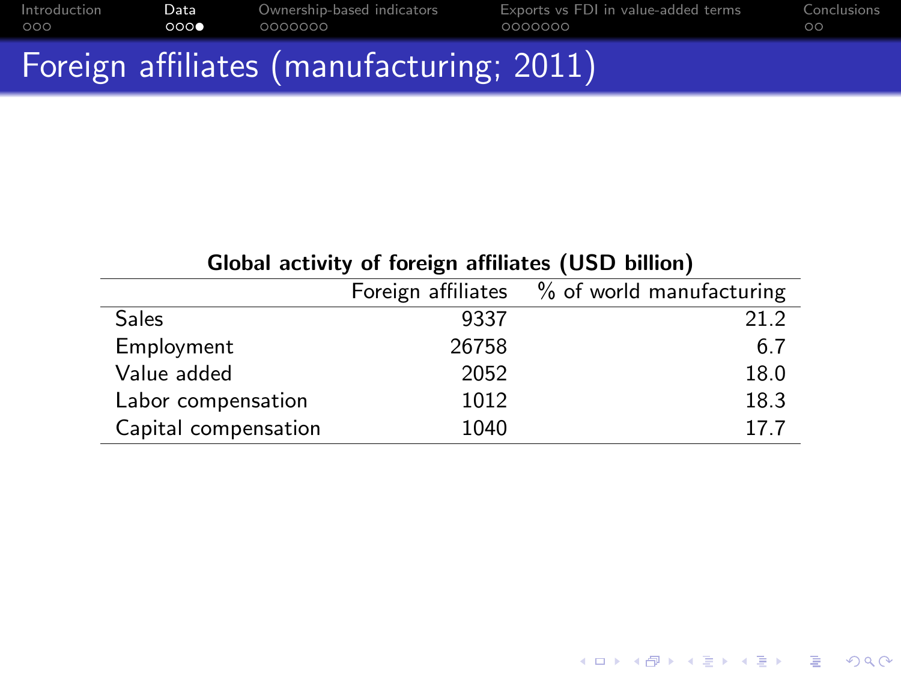# Foreign affiliates (manufacturing; 2011)

**Global activity of foreign affiliates (USD billion)**

| | Foreign affiliates | % of world manufacturing |
|---|---|---|
| Sales | 9337 | 21.2 |
| Employment | 26758 | 6.7 |
| Value added | 2052 | 18.0 |
| Labor compensation | 1012 | 18.3 |
| Capital compensation | 1040 | 17.7 |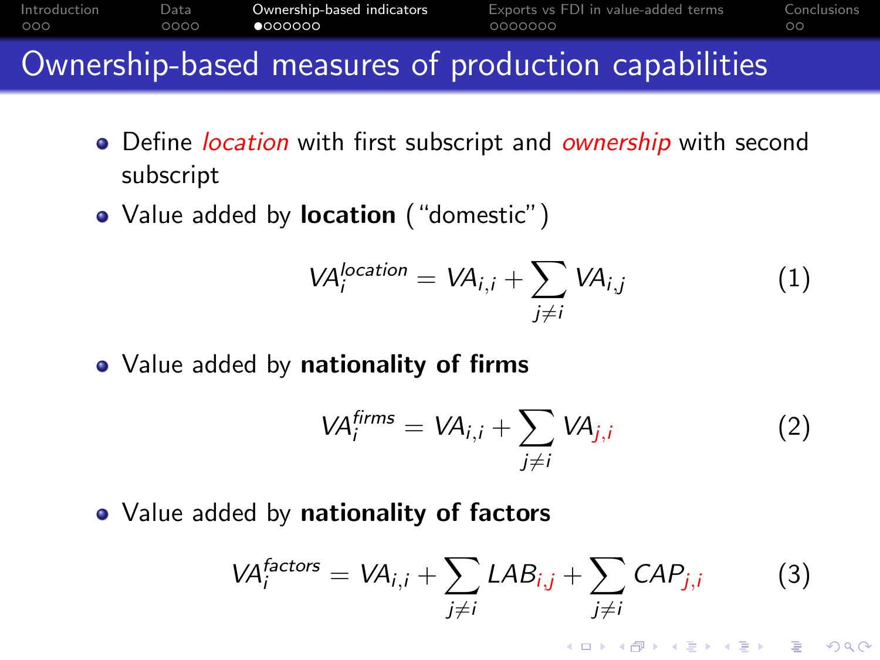# Ownership-based measures of production capabilities

- Define *location* with first subscript and *ownership* with second subscript
- Value added by **location** ("domestic")

$$VA_i^{location} = VA_{i,i} + \sum_{j \neq i} VA_{i,j} \tag{1}$$

- Value added by **nationality of firms**

$$VA_i^{firms} = VA_{i,i} + \sum_{j \neq i} VA_{j,i} \tag{2}$$

- Value added by **nationality of factors**

$$VA_i^{factors} = VA_{i,i} + \sum_{j \neq i} LAB_{i,j} + \sum_{j \neq i} CAP_{j,i} \tag{3}$$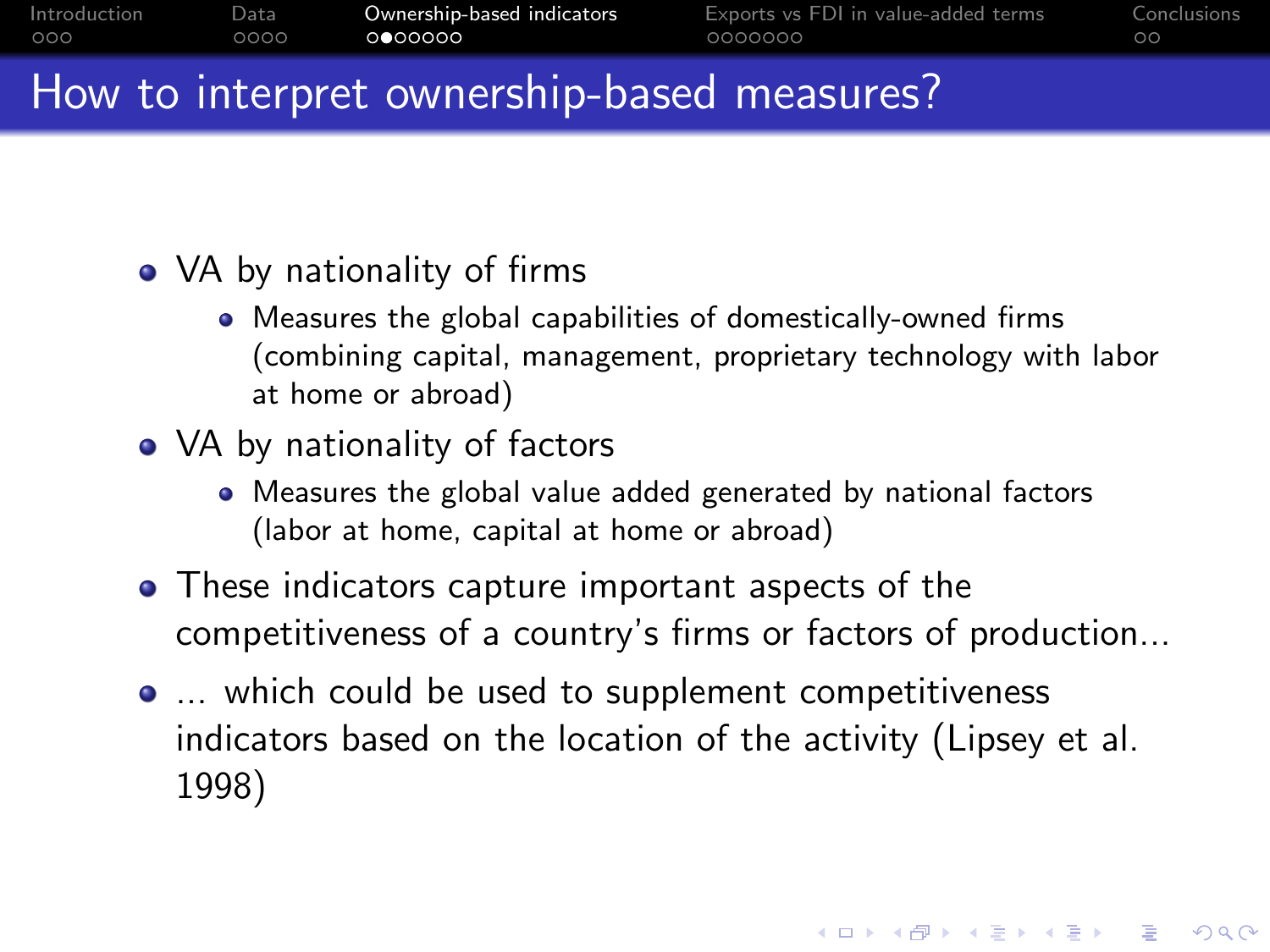# How to interpret ownership-based measures?

- VA by nationality of firms
  - Measures the global capabilities of domestically-owned firms (combining capital, management, proprietary technology with labor at home or abroad)
- VA by nationality of factors
  - Measures the global value added generated by national factors (labor at home, capital at home or abroad)
- These indicators capture important aspects of the competitiveness of a country's firms or factors of production...
- ... which could be used to supplement competitiveness indicators based on the location of the activity (Lipsey et al. 1998)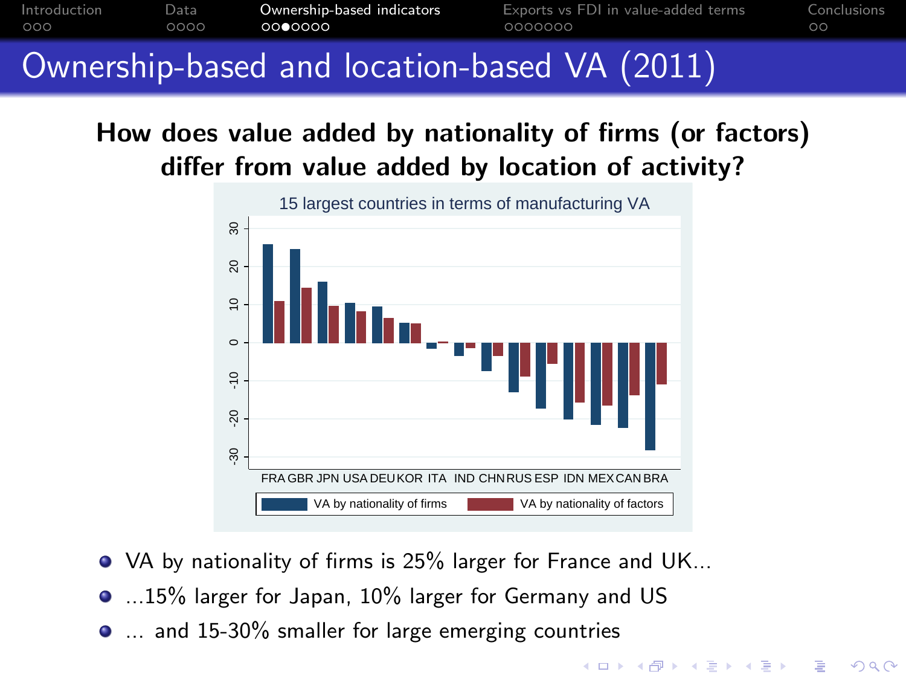# Ownership-based and location-based VA (2011)

**How does value added by nationality of firms (or factors) differ from value added by location of activity?**

15 largest countries in terms of manufacturing VA

FRA GBR JPN USA DEU KOR ITA IND CHN RUS ESP IDN MEX CAN BRA

VA by nationality of firms | VA by nationality of factors

- VA by nationality of firms is 25% larger for France and UK...
- ...15% larger for Japan, 10% larger for Germany and US
- ... and 15-30% smaller for large emerging countries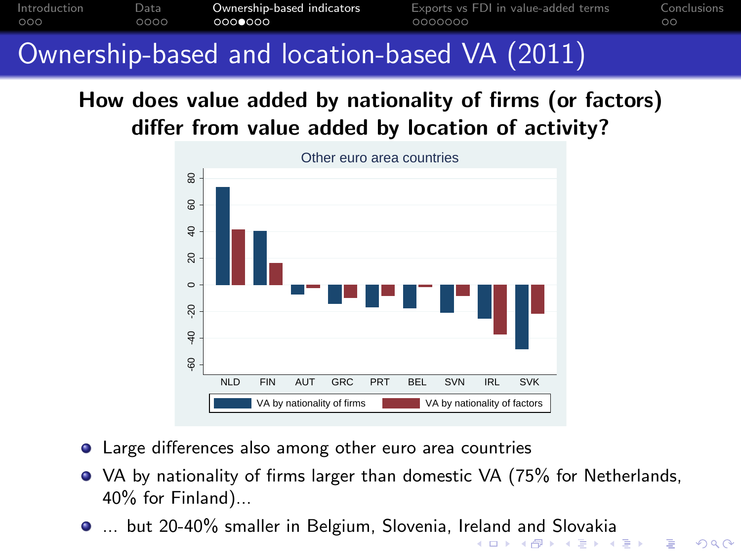# Ownership-based and location-based VA (2011)

**How does value added by nationality of firms (or factors) differ from value added by location of activity?**

Other euro area countries

| | VA by nationality of firms | VA by nationality of factors |
|---|---|---|
| NLD | | |
| FIN | | |
| AUT | | |
| GRC | | |
| PRT | | |
| BEL | | |
| SVN | | |
| IRL | | |
| SVK | | |

- Large differences also among other euro area countries
- VA by nationality of firms larger than domestic VA (75% for Netherlands, 40% for Finland)...
- ... but 20-40% smaller in Belgium, Slovenia, Ireland and Slovakia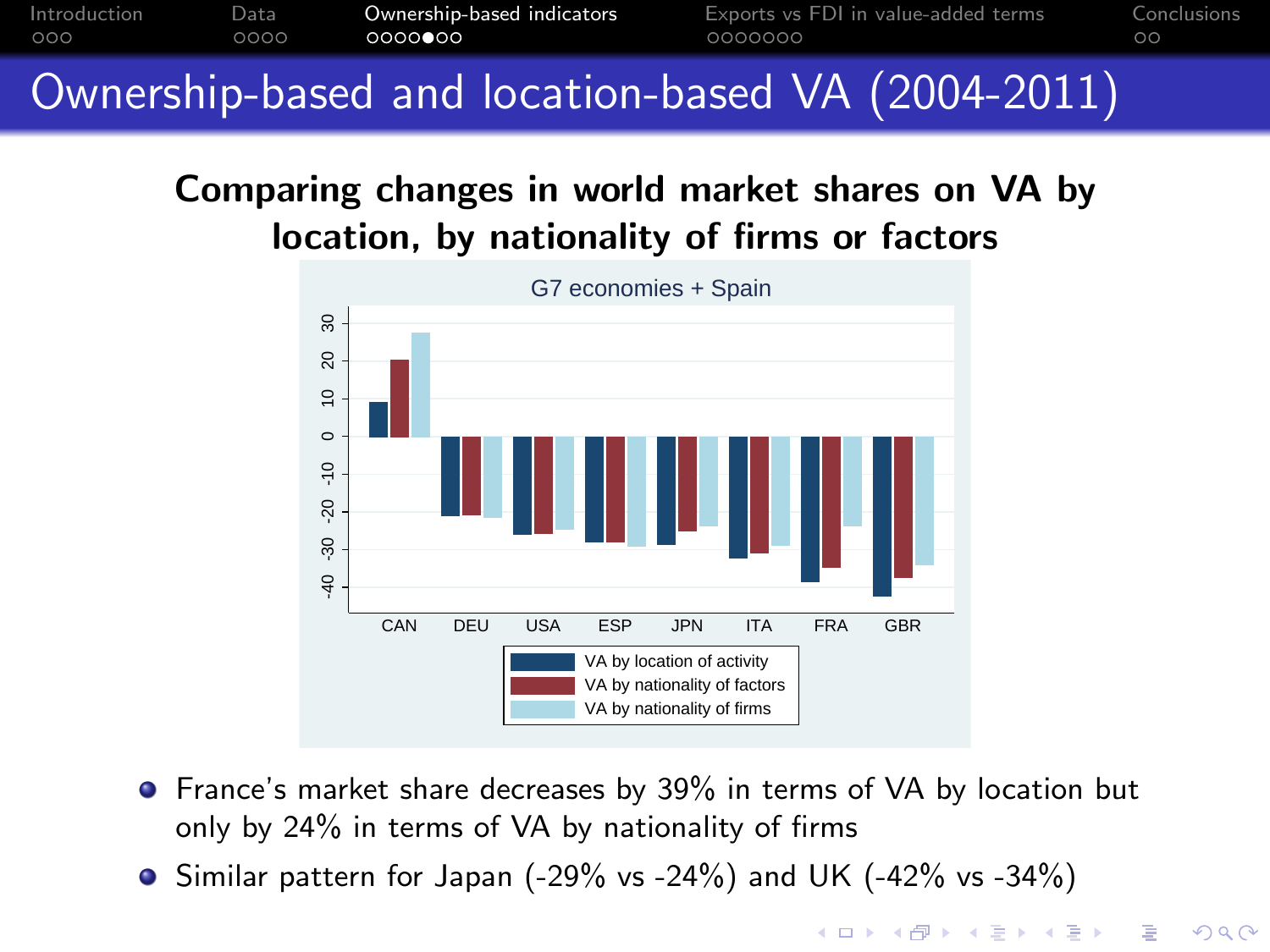# Ownership-based and location-based VA (2004-2011)

**Comparing changes in world market shares on VA by location, by nationality of firms or factors**

- France's market share decreases by 39% in terms of VA by location but only by 24% in terms of VA by nationality of firms
- Similar pattern for Japan (-29% vs -24%) and UK (-42% vs -34%)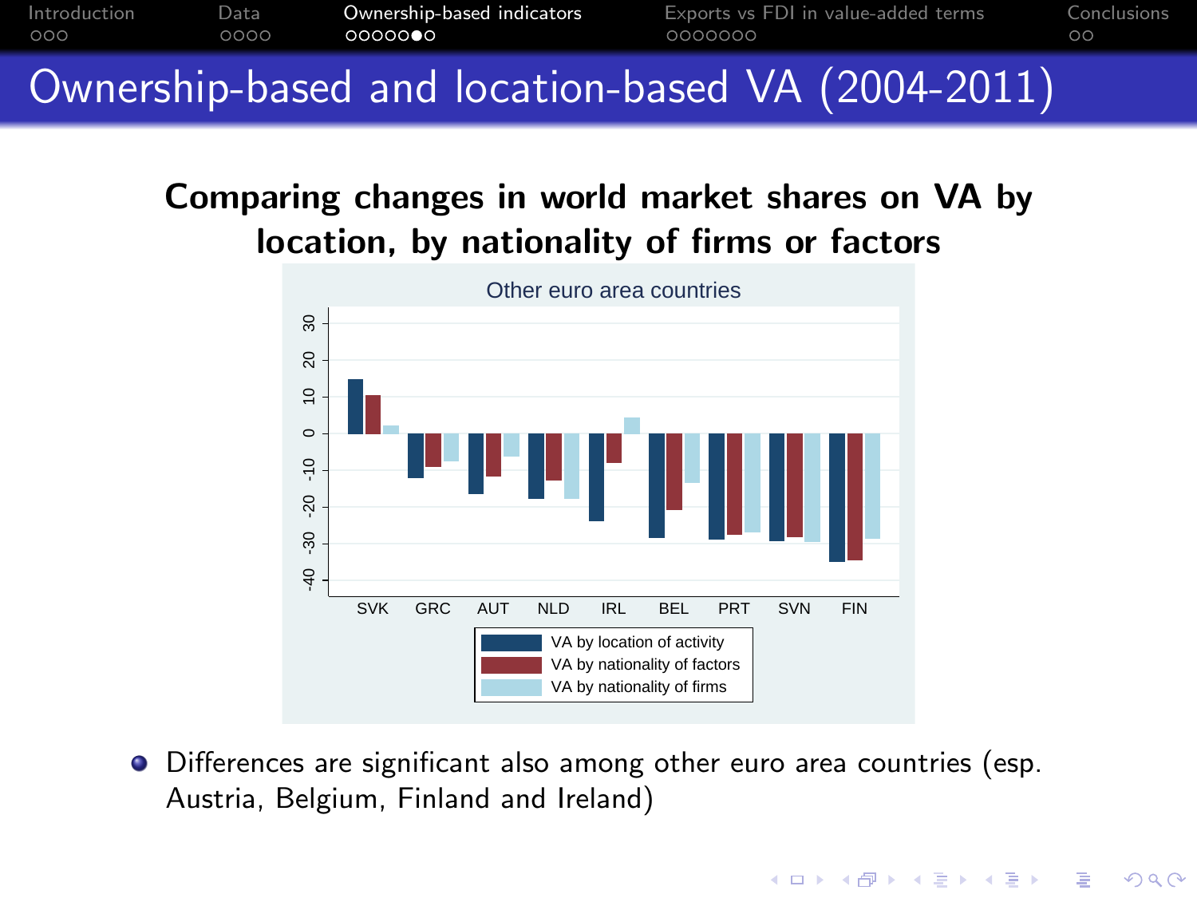# Ownership-based and location-based VA (2004-2011)

**Comparing changes in world market shares on VA by location, by nationality of firms or factors**

Other euro area countries

- Differences are significant also among other euro area countries (esp. Austria, Belgium, Finland and Ireland)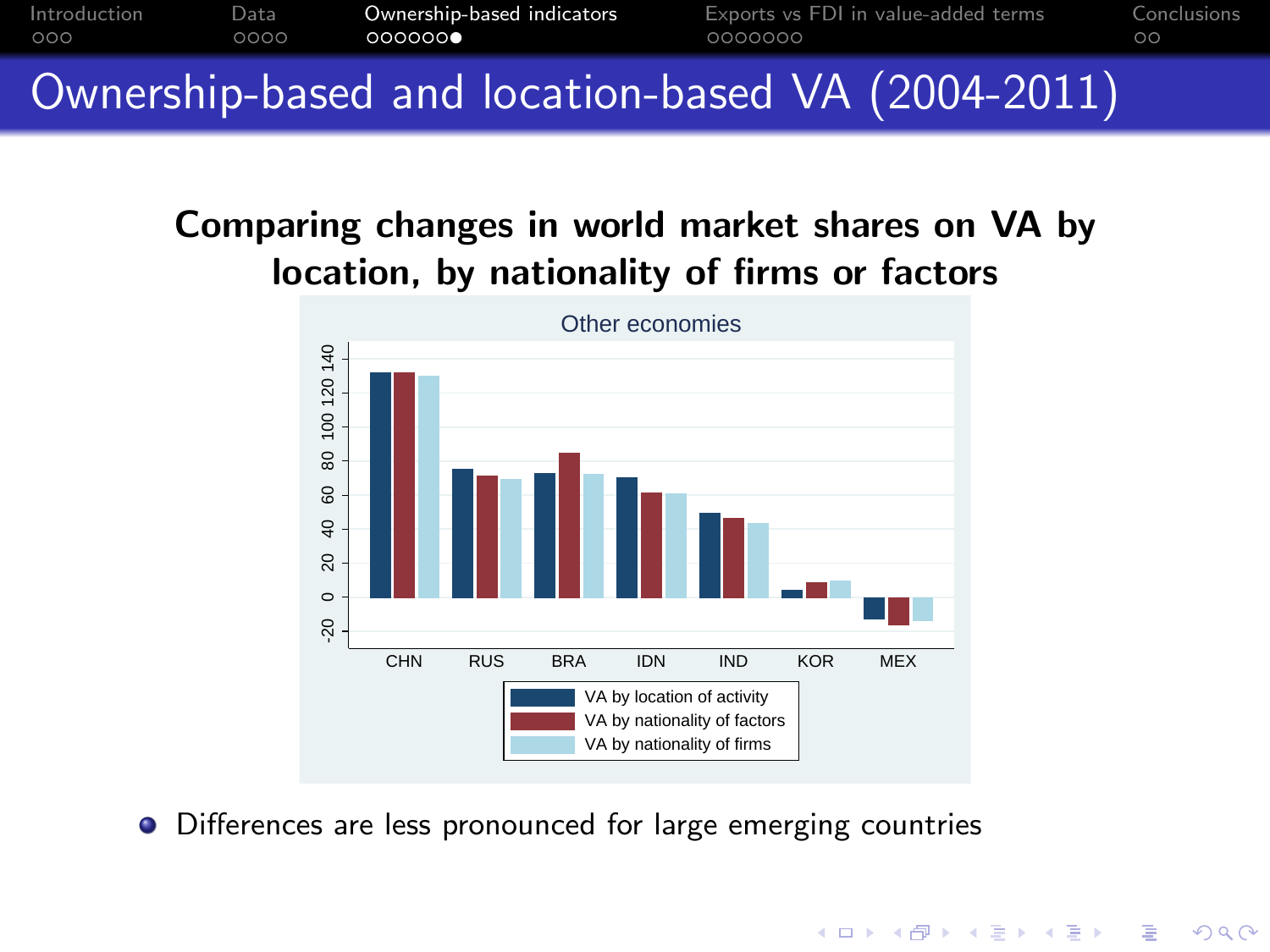# Ownership-based and location-based VA (2004-2011)

**Comparing changes in world market shares on VA by location, by nationality of firms or factors**

Other economies

- Differences are less pronounced for large emerging countries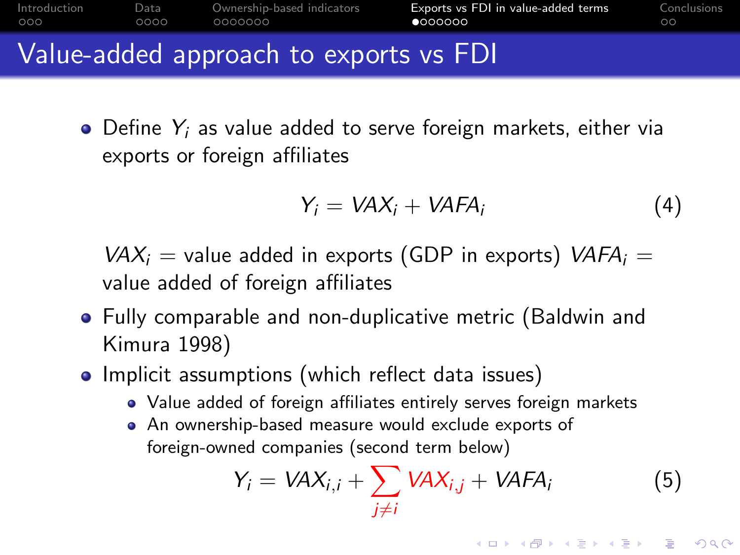# Value-added approach to exports vs FDI

- Define $Y_i$ as value added to serve foreign markets, either via exports or foreign affiliates

$$Y_i = VAX_i + VAFA_i \tag{4}$$

$VAX_i$ = value added in exports (GDP in exports) $VAFA_i$ = value added of foreign affiliates

- Fully comparable and non-duplicative metric (Baldwin and Kimura 1998)
- Implicit assumptions (which reflect data issues)
  - Value added of foreign affiliates entirely serves foreign markets
  - An ownership-based measure would exclude exports of foreign-owned companies (second term below)

$$Y_i = VAX_{i,i} + \sum_{j \neq i} VAX_{i,j} + VAFA_i \tag{5}$$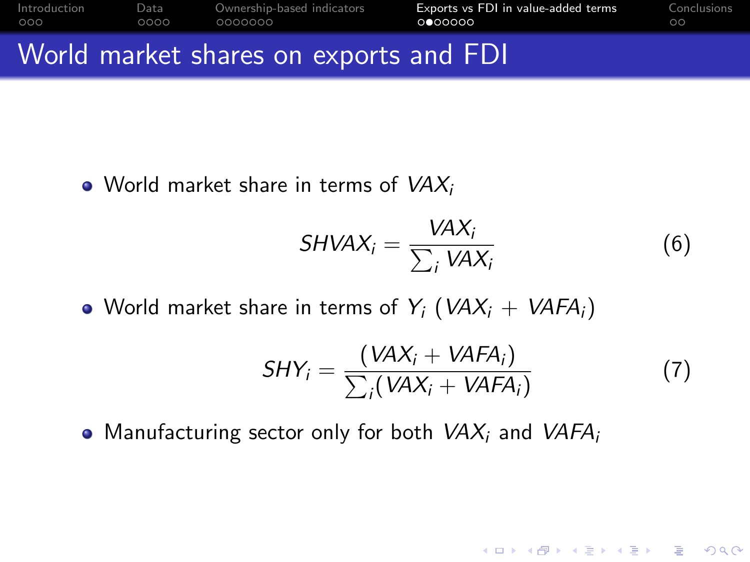## World market shares on exports and FDI

- World market share in terms of $VAX_i$

$$SHVAX_i = \frac{VAX_i}{\sum_i VAX_i} \tag{6}$$

- World market share in terms of $Y_i$ ($VAX_i + VAFA_i$)

$$SHY_i = \frac{(VAX_i + VAFA_i)}{\sum_i (VAX_i + VAFA_i)} \tag{7}$$

- Manufacturing sector only for both $VAX_i$ and $VAFA_i$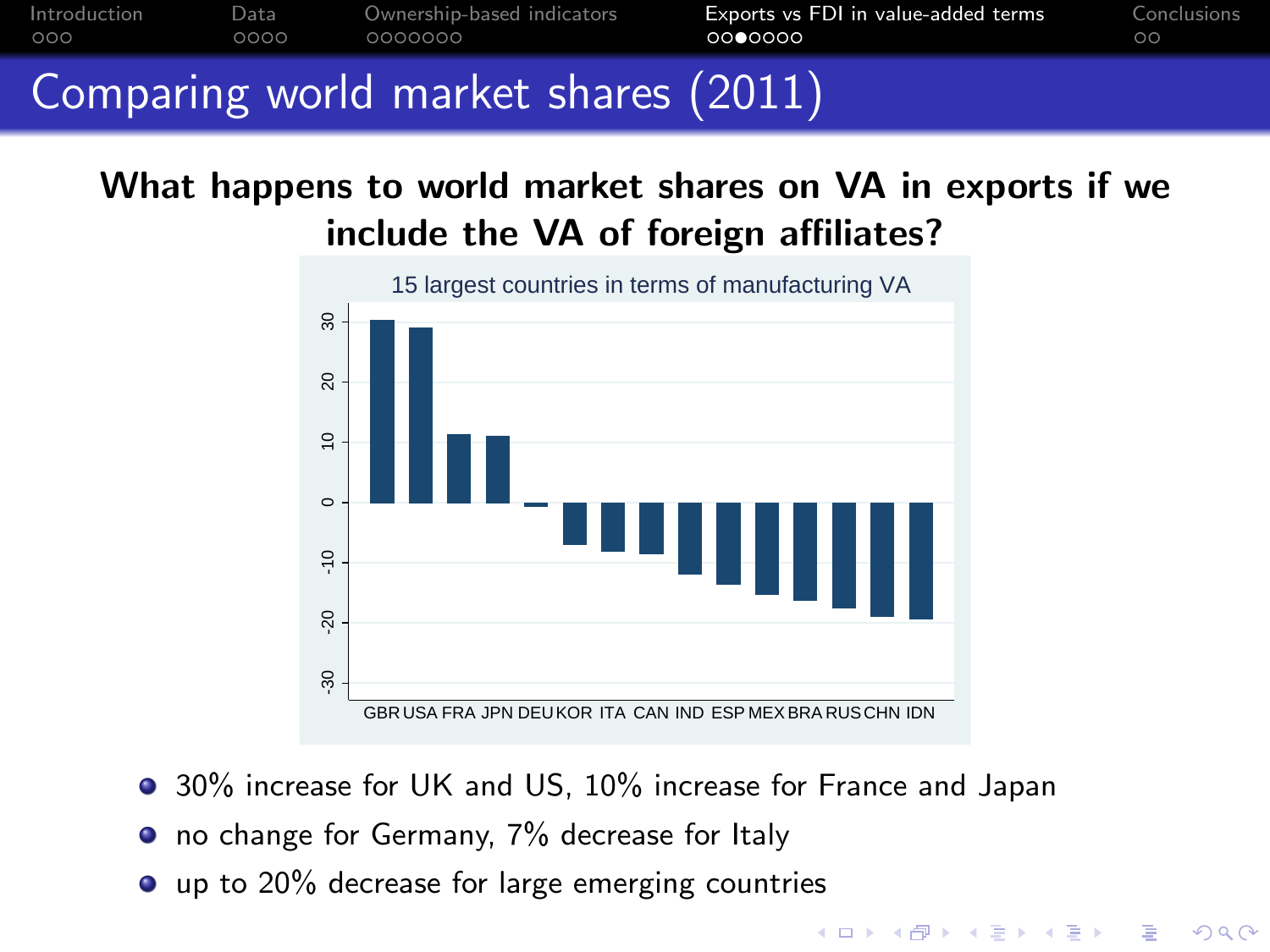# Comparing world market shares (2011)

**What happens to world market shares on VA in exports if we include the VA of foreign affiliates?**

15 largest countries in terms of manufacturing VA

- 30% increase for UK and US, 10% increase for France and Japan
- no change for Germany, 7% decrease for Italy
- up to 20% decrease for large emerging countries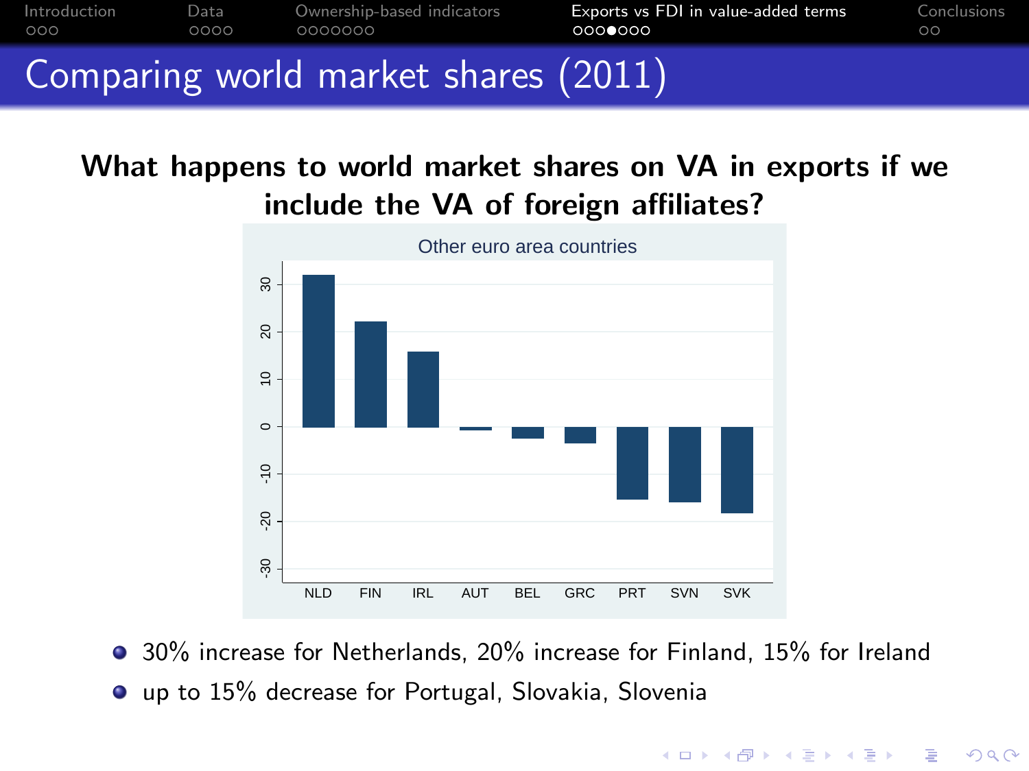# Comparing world market shares (2011)

**What happens to world market shares on VA in exports if we include the VA of foreign affiliates?**

Other euro area countries

- 30% increase for Netherlands, 20% increase for Finland, 15% for Ireland
- up to 15% decrease for Portugal, Slovakia, Slovenia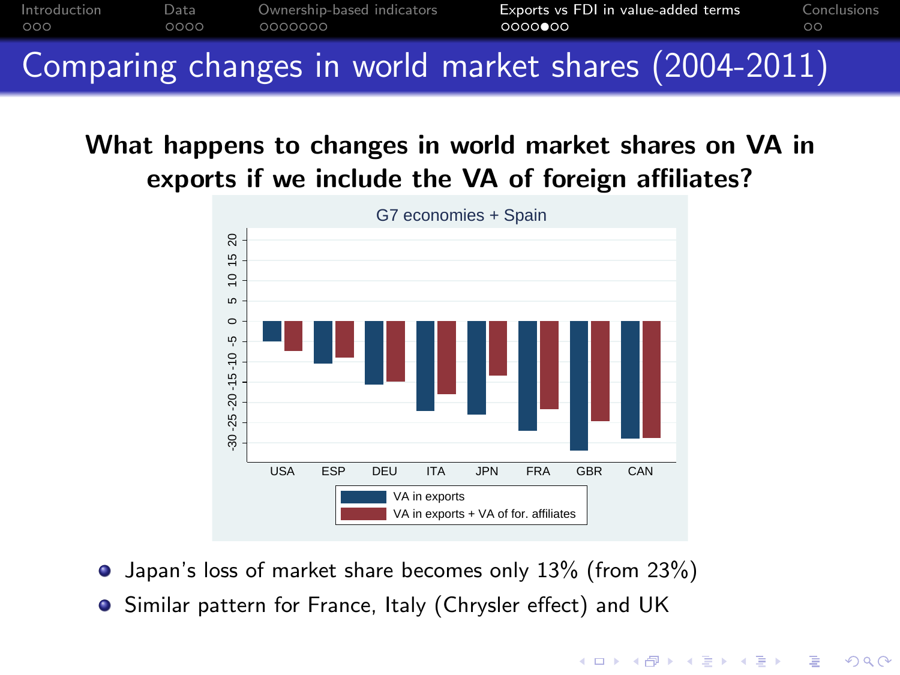# Comparing changes in world market shares (2004-2011)

**What happens to changes in world market shares on VA in exports if we include the VA of foreign affiliates?**

G7 economies + Spain

- Japan's loss of market share becomes only 13% (from 23%)
- Similar pattern for France, Italy (Chrysler effect) and UK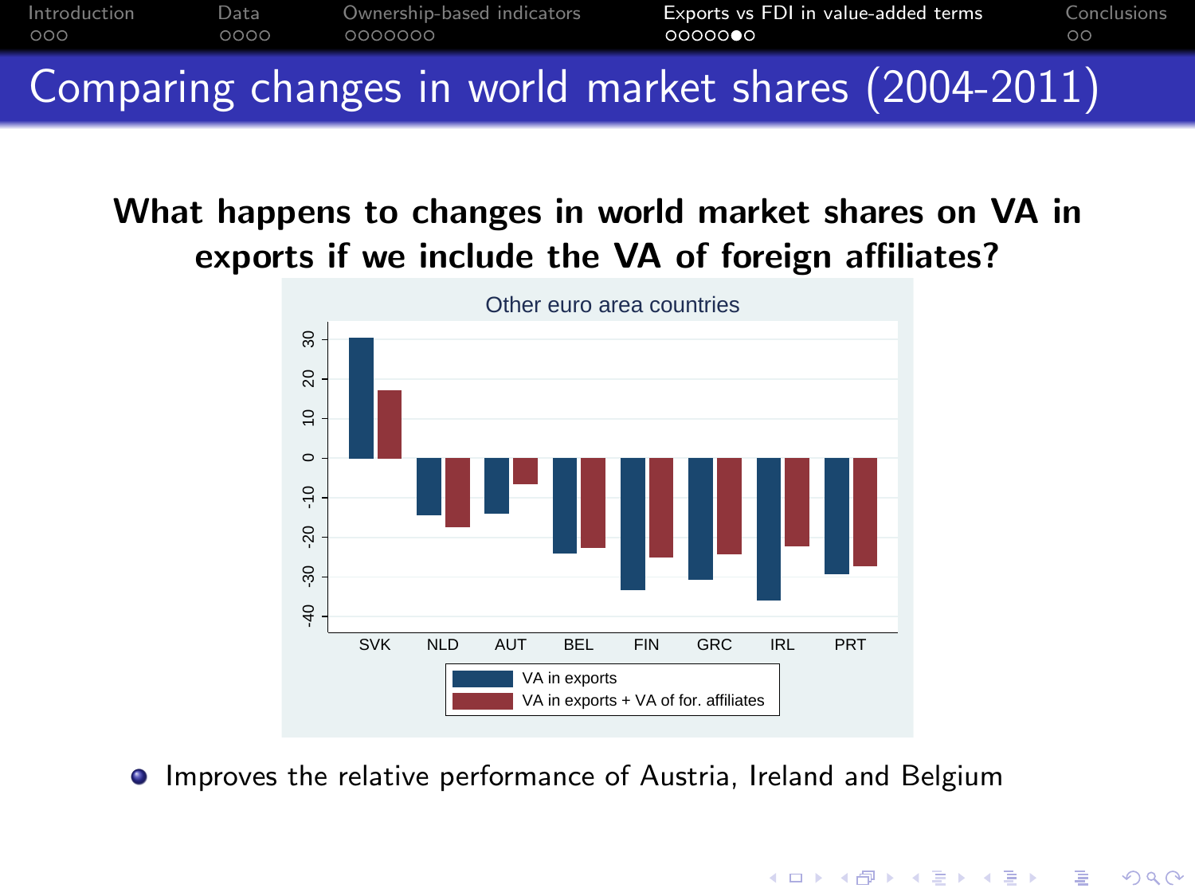# Comparing changes in world market shares (2004-2011)

**What happens to changes in world market shares on VA in exports if we include the VA of foreign affiliates?**

Other euro area countries

| | SVK | NLD | AUT | BEL | FIN | GRC | IRL | PRT |
|---|---|---|---|---|---|---|---|---|
| VA in exports | ~30 | ~-14 | ~-14 | ~-24 | ~-33 | ~-31 | ~-36 | ~-29 |
| VA in exports + VA of for. affiliates | ~17 | ~-17 | ~-7 | ~-23 | ~-25 | ~-24 | ~-22 | ~-27 |

- Improves the relative performance of Austria, Ireland and Belgium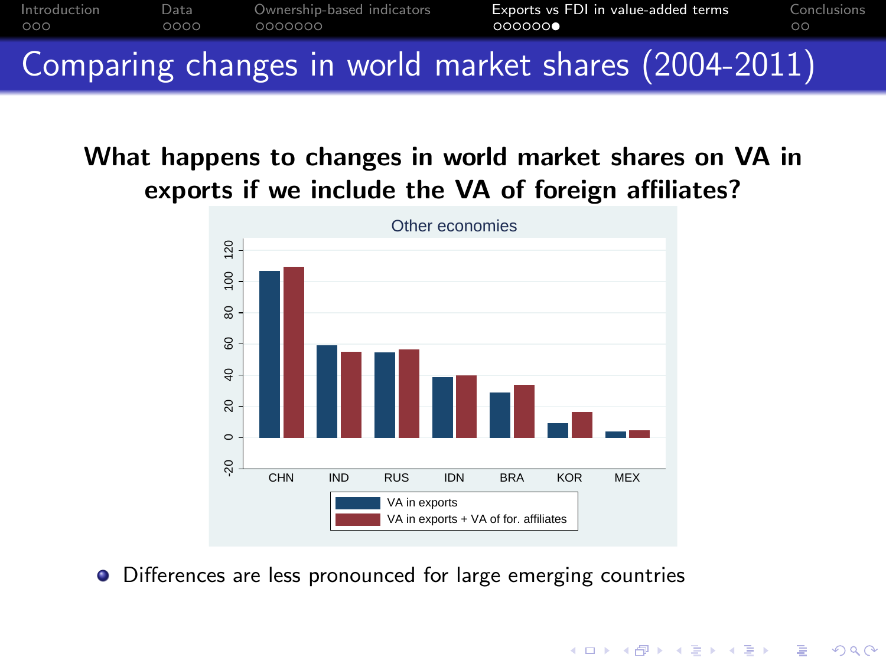# Comparing changes in world market shares (2004-2011)

**What happens to changes in world market shares on VA in exports if we include the VA of foreign affiliates?**

- Differences are less pronounced for large emerging countries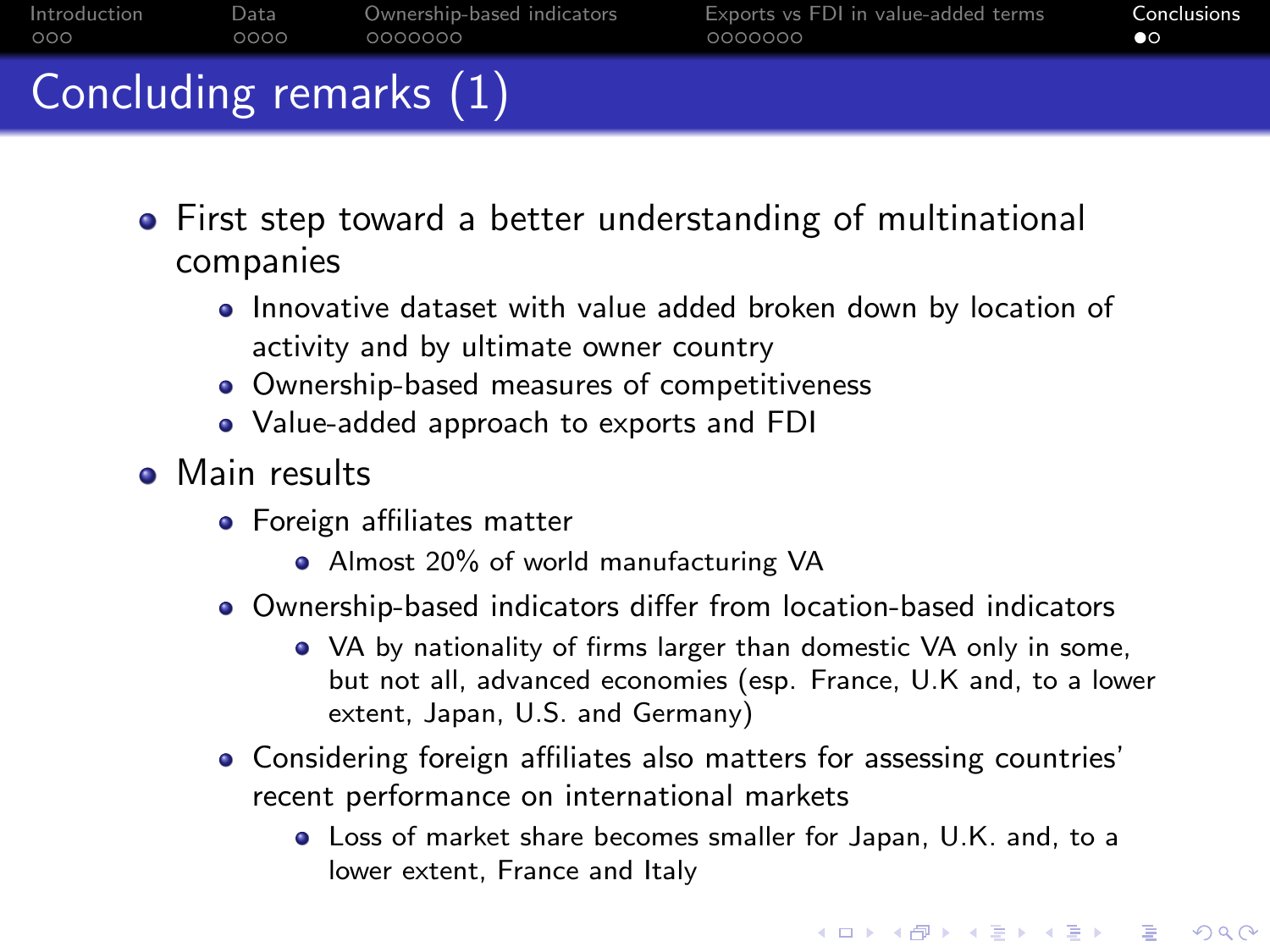# Concluding remarks (1)

- First step toward a better understanding of multinational companies
  - Innovative dataset with value added broken down by location of activity and by ultimate owner country
  - Ownership-based measures of competitiveness
  - Value-added approach to exports and FDI
- Main results
  - Foreign affiliates matter
    - Almost 20% of world manufacturing VA
  - Ownership-based indicators differ from location-based indicators
    - VA by nationality of firms larger than domestic VA only in some, but not all, advanced economies (esp. France, U.K and, to a lower extent, Japan, U.S. and Germany)
  - Considering foreign affiliates also matters for assessing countries' recent performance on international markets
    - Loss of market share becomes smaller for Japan, U.K. and, to a lower extent, France and Italy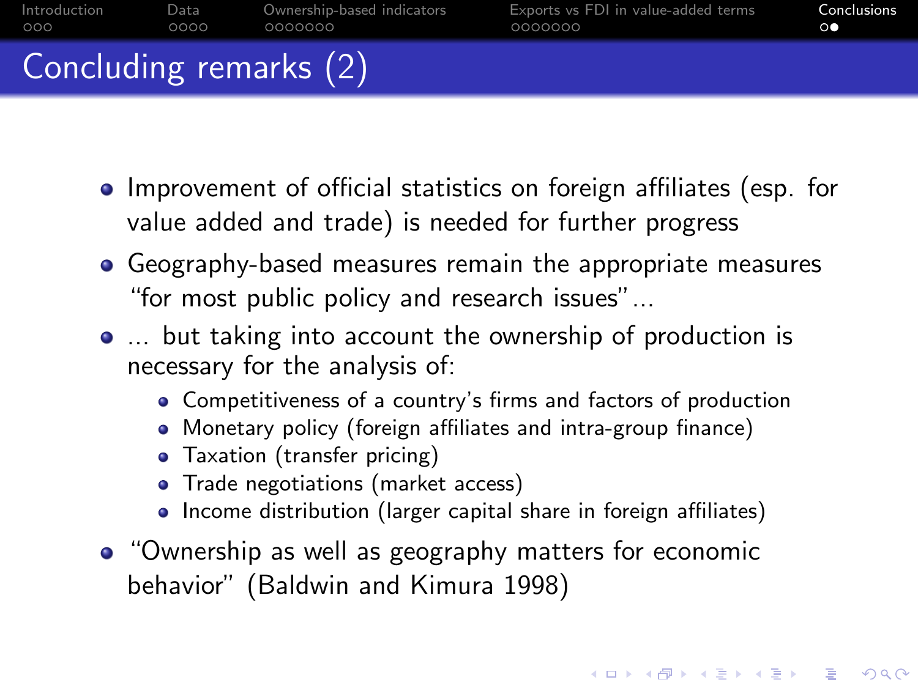# Concluding remarks (2)

- Improvement of official statistics on foreign affiliates (esp. for value added and trade) is needed for further progress
- Geography-based measures remain the appropriate measures "for most public policy and research issues"...
- ... but taking into account the ownership of production is necessary for the analysis of:
  - Competitiveness of a country's firms and factors of production
  - Monetary policy (foreign affiliates and intra-group finance)
  - Taxation (transfer pricing)
  - Trade negotiations (market access)
  - Income distribution (larger capital share in foreign affiliates)
- "Ownership as well as geography matters for economic behavior" (Baldwin and Kimura 1998)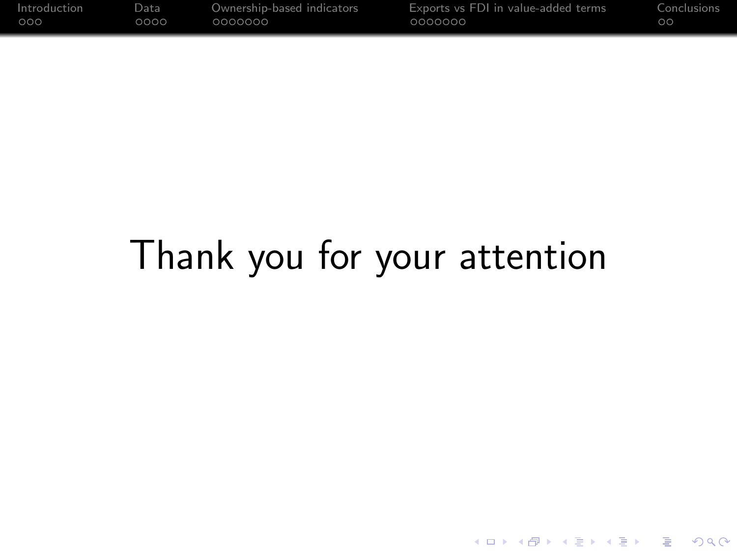Thank you for your attention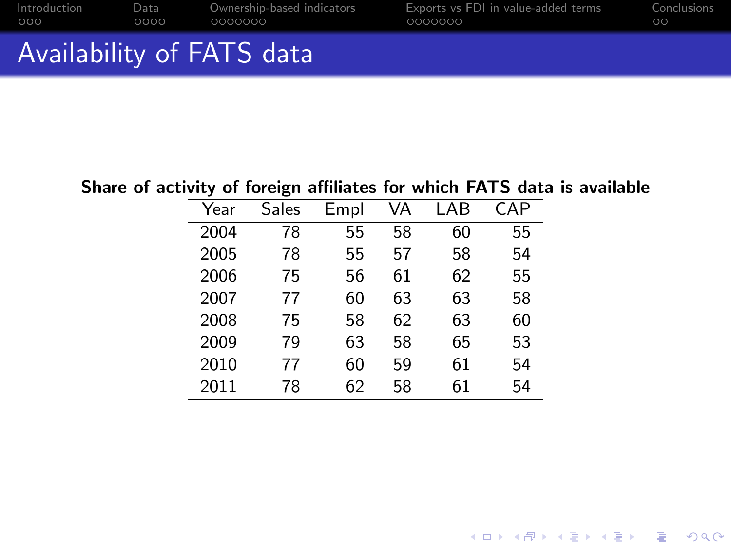# Availability of FATS data

**Share of activity of foreign affiliates for which FATS data is available**

| Year | Sales | Empl | VA | LAB | CAP |
|---|---|---|---|---|---|
| 2004 | 78 | 55 | 58 | 60 | 55 |
| 2005 | 78 | 55 | 57 | 58 | 54 |
| 2006 | 75 | 56 | 61 | 62 | 55 |
| 2007 | 77 | 60 | 63 | 63 | 58 |
| 2008 | 75 | 58 | 62 | 63 | 60 |
| 2009 | 79 | 63 | 58 | 65 | 53 |
| 2010 | 77 | 60 | 59 | 61 | 54 |
| 2011 | 78 | 62 | 58 | 61 | 54 |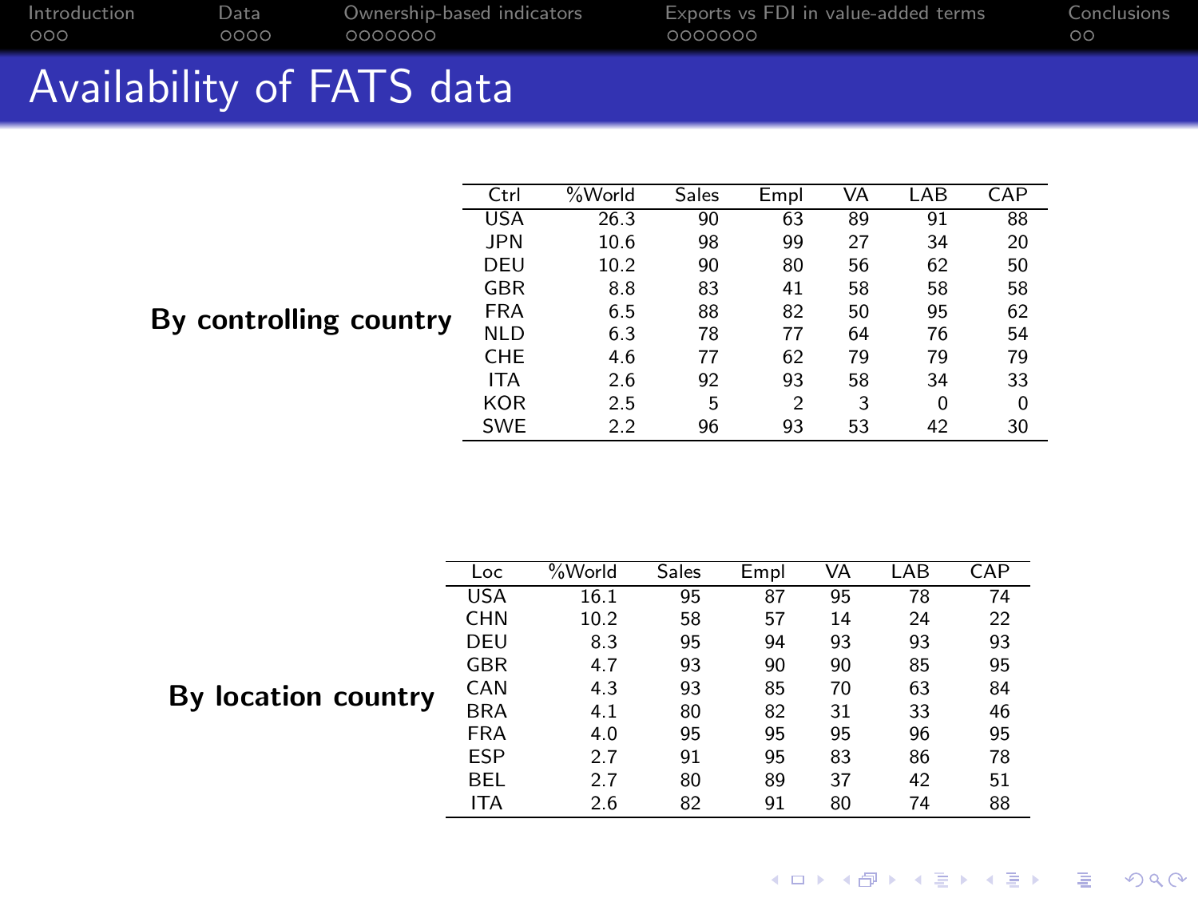# Availability of FATS data

**By controlling country**

| Ctrl | %World | Sales | Empl | VA | LAB | CAP |
|---|---|---|---|---|---|---|
| USA | 26.3 | 90 | 63 | 89 | 91 | 88 |
| JPN | 10.6 | 98 | 99 | 27 | 34 | 20 |
| DEU | 10.2 | 90 | 80 | 56 | 62 | 50 |
| GBR | 8.8 | 83 | 41 | 58 | 58 | 58 |
| FRA | 6.5 | 88 | 82 | 50 | 95 | 62 |
| NLD | 6.3 | 78 | 77 | 64 | 76 | 54 |
| CHE | 4.6 | 77 | 62 | 79 | 79 | 79 |
| ITA | 2.6 | 92 | 93 | 58 | 34 | 33 |
| KOR | 2.5 | 5 | 2 | 3 | 0 | 0 |
| SWE | 2.2 | 96 | 93 | 53 | 42 | 30 |

**By location country**

| Loc | %World | Sales | Empl | VA | LAB | CAP |
|---|---|---|---|---|---|---|
| USA | 16.1 | 95 | 87 | 95 | 78 | 74 |
| CHN | 10.2 | 58 | 57 | 14 | 24 | 22 |
| DEU | 8.3 | 95 | 94 | 93 | 93 | 93 |
| GBR | 4.7 | 93 | 90 | 90 | 85 | 95 |
| CAN | 4.3 | 93 | 85 | 70 | 63 | 84 |
| BRA | 4.1 | 80 | 82 | 31 | 33 | 46 |
| FRA | 4.0 | 95 | 95 | 95 | 96 | 95 |
| ESP | 2.7 | 91 | 95 | 83 | 86 | 78 |
| BEL | 2.7 | 80 | 89 | 37 | 42 | 51 |
| ITA | 2.6 | 82 | 91 | 80 | 74 | 88 |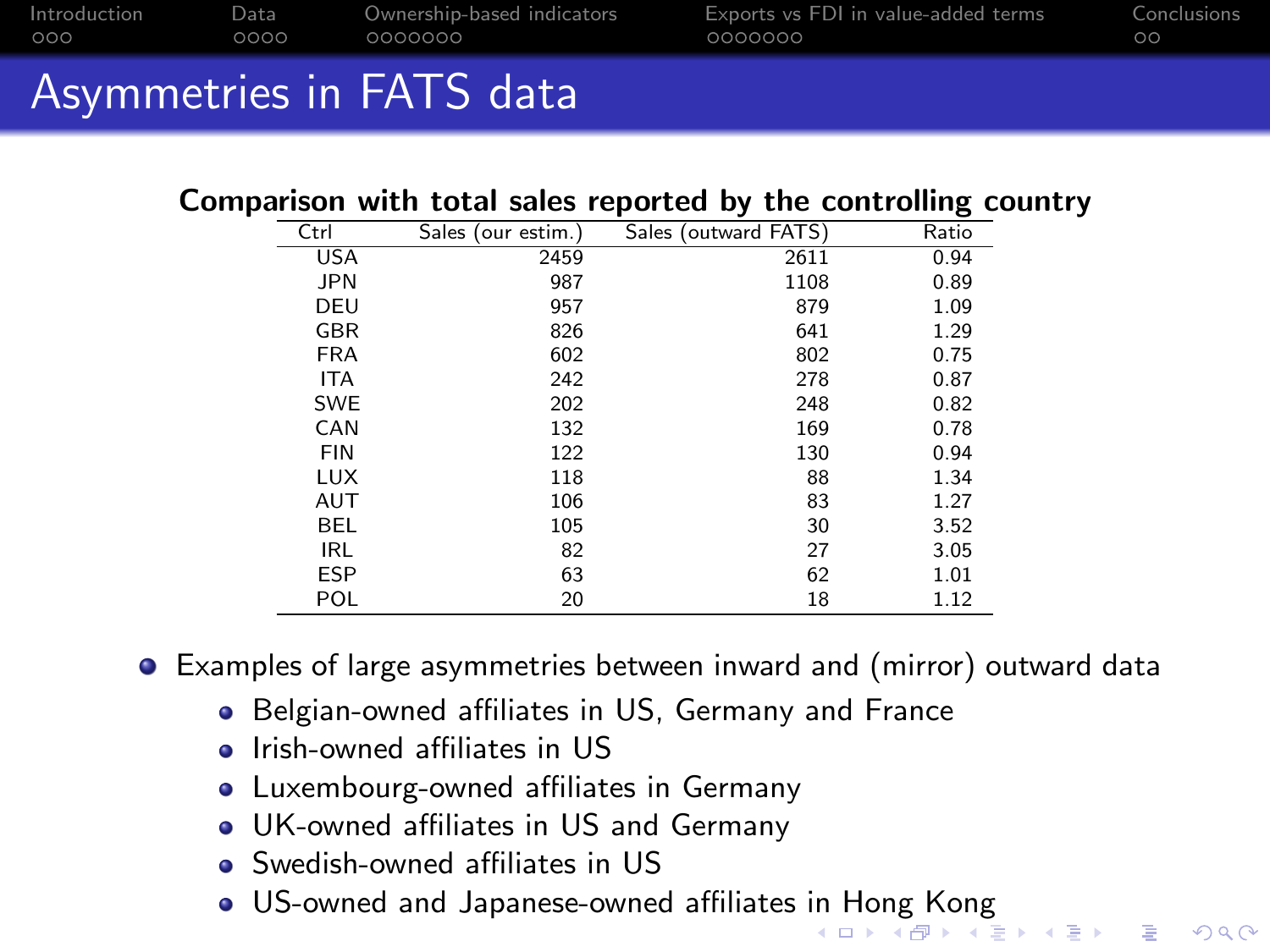# Asymmetries in FATS data

**Comparison with total sales reported by the controlling country**

| Ctrl | Sales (our estim.) | Sales (outward FATS) | Ratio |
|---|---|---|---|
| USA | 2459 | 2611 | 0.94 |
| JPN | 987 | 1108 | 0.89 |
| DEU | 957 | 879 | 1.09 |
| GBR | 826 | 641 | 1.29 |
| FRA | 602 | 802 | 0.75 |
| ITA | 242 | 278 | 0.87 |
| SWE | 202 | 248 | 0.82 |
| CAN | 132 | 169 | 0.78 |
| FIN | 122 | 130 | 0.94 |
| LUX | 118 | 88 | 1.34 |
| AUT | 106 | 83 | 1.27 |
| BEL | 105 | 30 | 3.52 |
| IRL | 82 | 27 | 3.05 |
| ESP | 63 | 62 | 1.01 |
| POL | 20 | 18 | 1.12 |

- Examples of large asymmetries between inward and (mirror) outward data
  - Belgian-owned affiliates in US, Germany and France
  - Irish-owned affiliates in US
  - Luxembourg-owned affiliates in Germany
  - UK-owned affiliates in US and Germany
  - Swedish-owned affiliates in US
  - US-owned and Japanese-owned affiliates in Hong Kong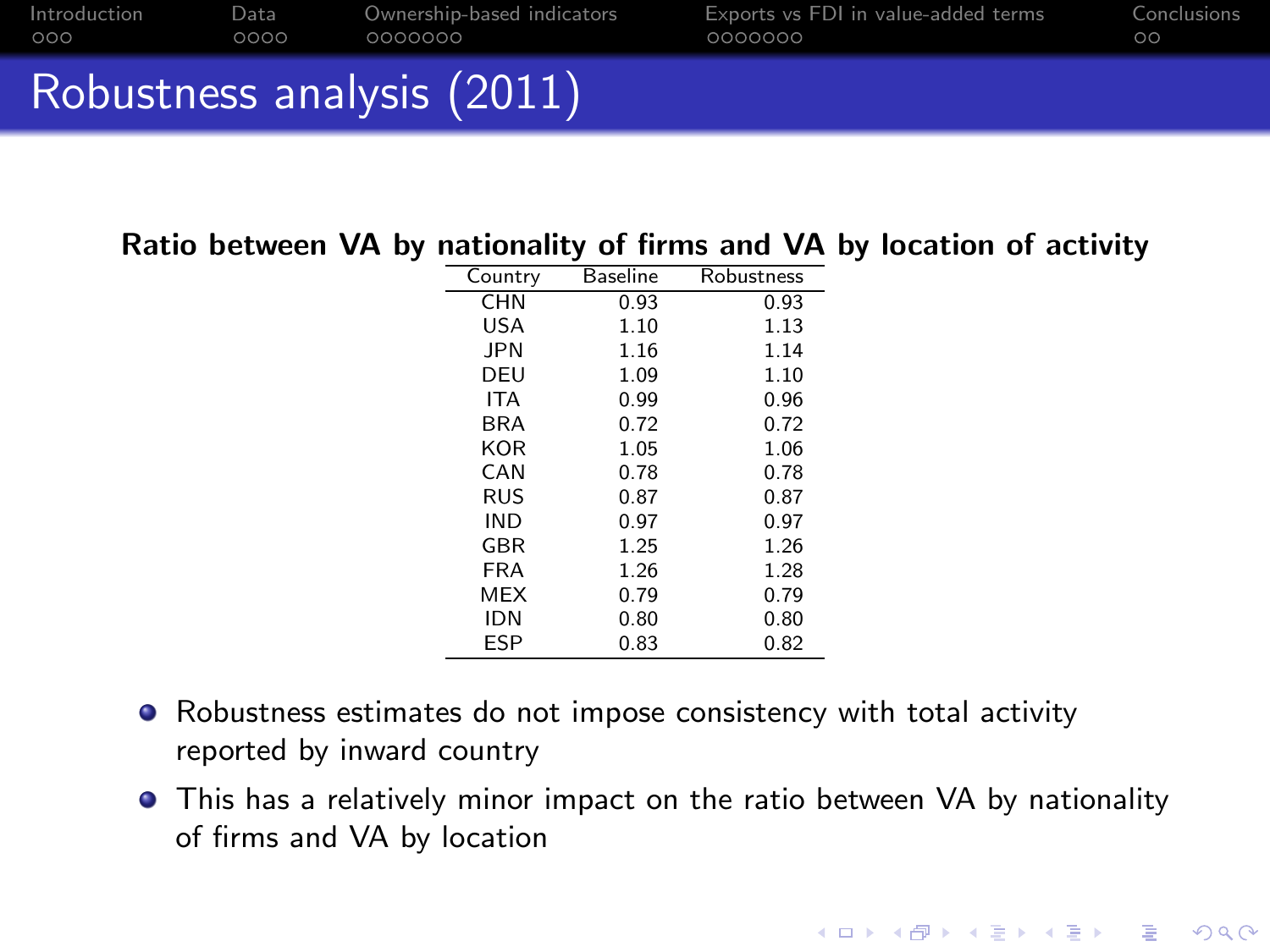# Robustness analysis (2011)

**Ratio between VA by nationality of firms and VA by location of activity**

| Country | Baseline | Robustness |
|---|---|---|
| CHN | 0.93 | 0.93 |
| USA | 1.10 | 1.13 |
| JPN | 1.16 | 1.14 |
| DEU | 1.09 | 1.10 |
| ITA | 0.99 | 0.96 |
| BRA | 0.72 | 0.72 |
| KOR | 1.05 | 1.06 |
| CAN | 0.78 | 0.78 |
| RUS | 0.87 | 0.87 |
| IND | 0.97 | 0.97 |
| GBR | 1.25 | 1.26 |
| FRA | 1.26 | 1.28 |
| MEX | 0.79 | 0.79 |
| IDN | 0.80 | 0.80 |
| ESP | 0.83 | 0.82 |

- Robustness estimates do not impose consistency with total activity reported by inward country
- This has a relatively minor impact on the ratio between VA by nationality of firms and VA by location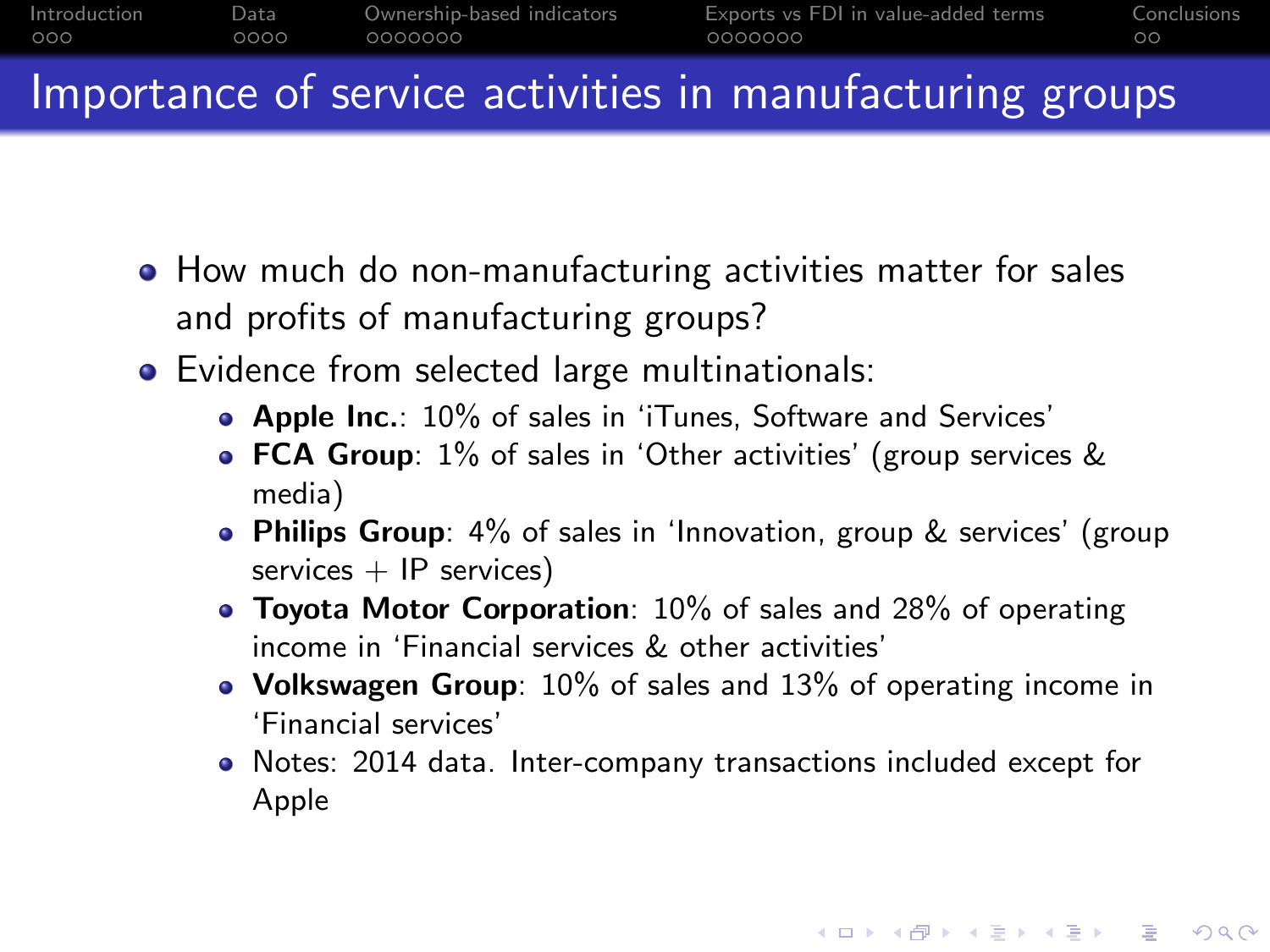# Importance of service activities in manufacturing groups

- How much do non-manufacturing activities matter for sales and profits of manufacturing groups?
- Evidence from selected large multinationals:
  - **Apple Inc.**: 10% of sales in 'iTunes, Software and Services'
  - **FCA Group**: 1% of sales in 'Other activities' (group services & media)
  - **Philips Group**: 4% of sales in 'Innovation, group & services' (group services + IP services)
  - **Toyota Motor Corporation**: 10% of sales and 28% of operating income in 'Financial services & other activities'
  - **Volkswagen Group**: 10% of sales and 13% of operating income in 'Financial services'
  - Notes: 2014 data. Inter-company transactions included except for Apple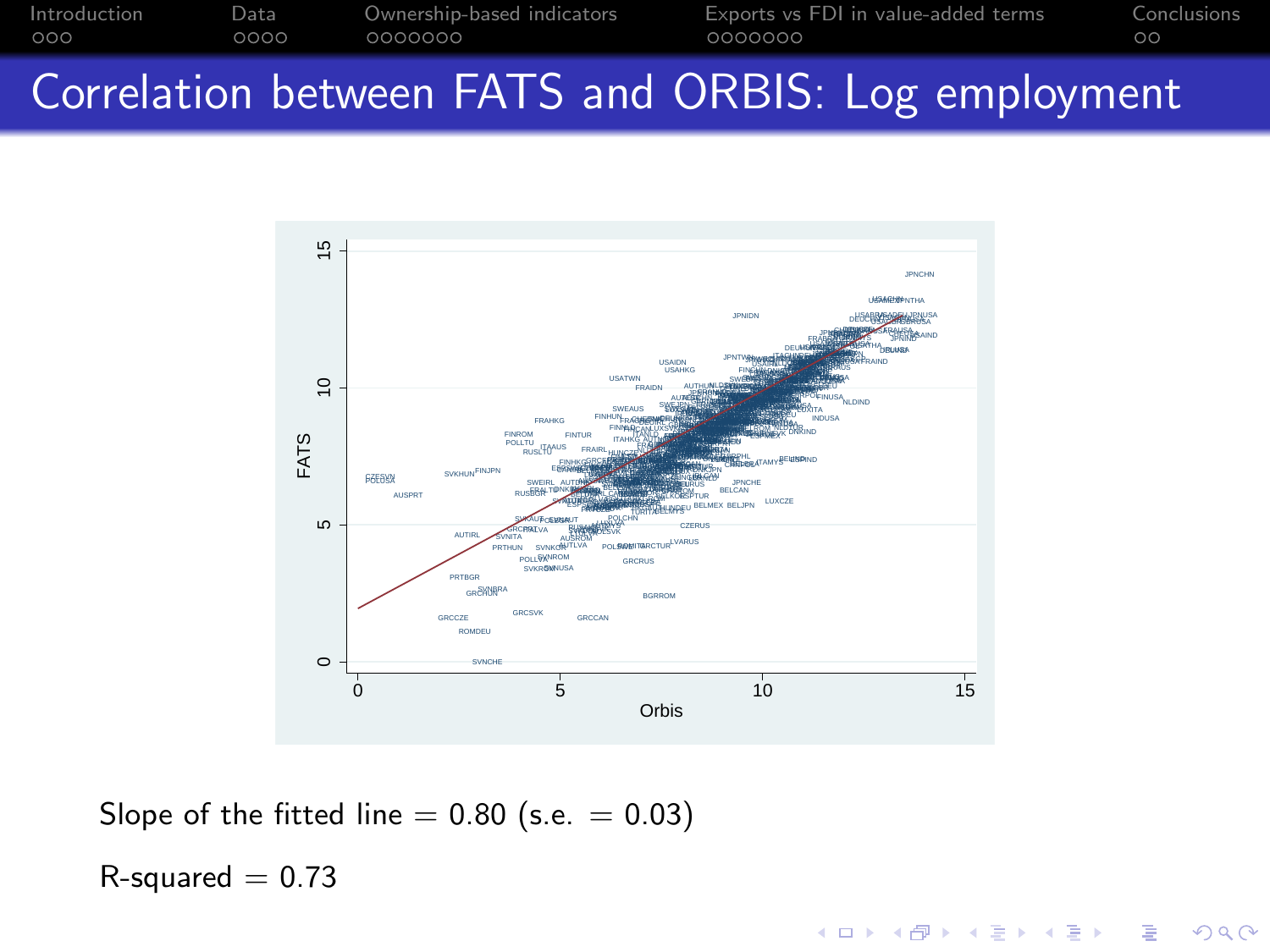# Correlation between FATS and ORBIS: Log employment

Slope of the fitted line = 0.80 (s.e. = 0.03)

R-squared = 0.73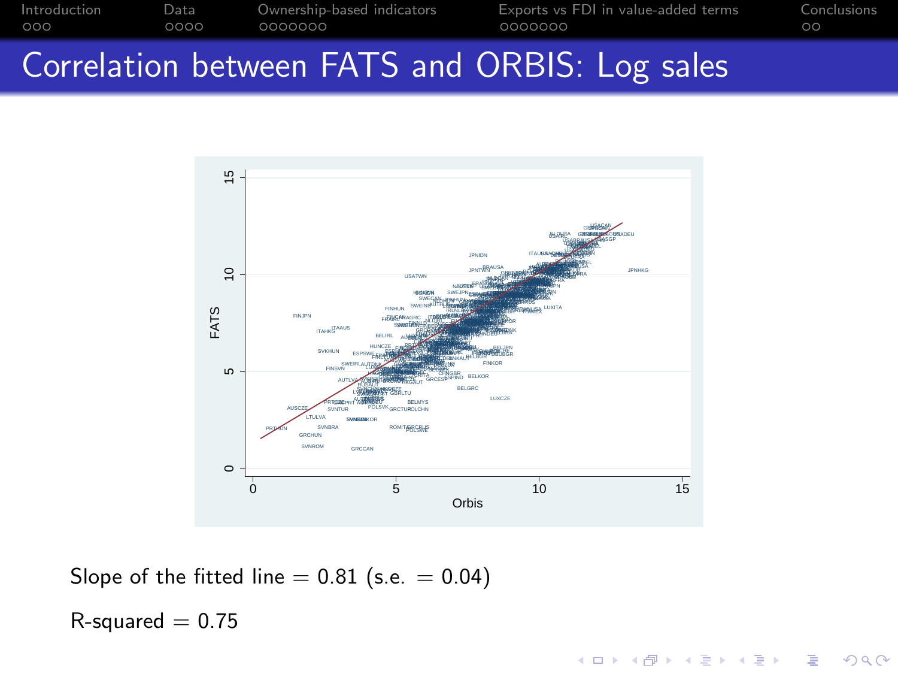# Correlation between FATS and ORBIS: Log sales

Slope of the fitted line = 0.81 (s.e. = 0.04)

R-squared = 0.75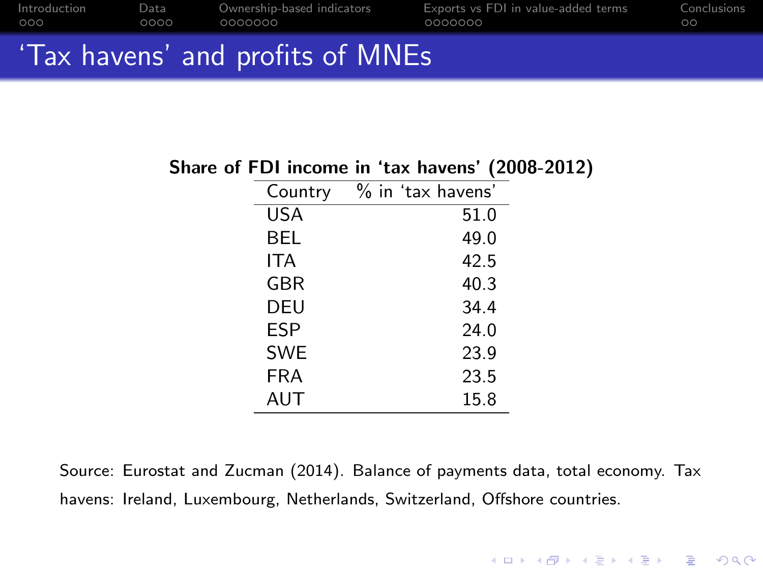# ‘Tax havens’ and profits of MNEs

**Share of FDI income in ‘tax havens’ (2008-2012)**

| Country | % in ‘tax havens’ |
|---|---|
| USA | 51.0 |
| BEL | 49.0 |
| ITA | 42.5 |
| GBR | 40.3 |
| DEU | 34.4 |
| ESP | 24.0 |
| SWE | 23.9 |
| FRA | 23.5 |
| AUT | 15.8 |

Source: Eurostat and Zucman (2014). Balance of payments data, total economy. Tax havens: Ireland, Luxembourg, Netherlands, Switzerland, Offshore countries.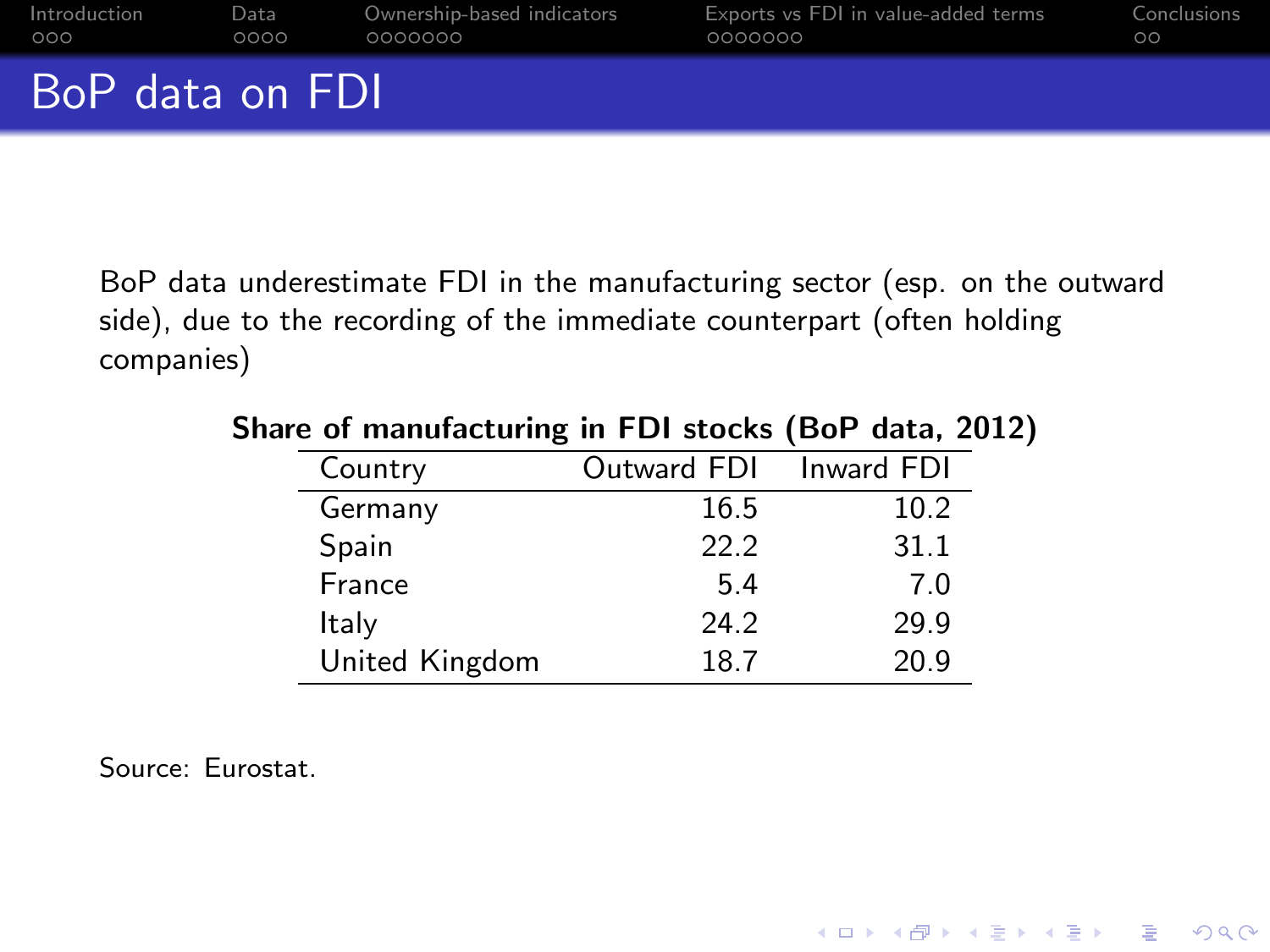# BoP data on FDI

BoP data underestimate FDI in the manufacturing sector (esp. on the outward side), due to the recording of the immediate counterpart (often holding companies)

**Share of manufacturing in FDI stocks (BoP data, 2012)**

| Country | Outward FDI | Inward FDI |
|---|---:|---:|
| Germany | 16.5 | 10.2 |
| Spain | 22.2 | 31.1 |
| France | 5.4 | 7.0 |
| Italy | 24.2 | 29.9 |
| United Kingdom | 18.7 | 20.9 |

Source: Eurostat.